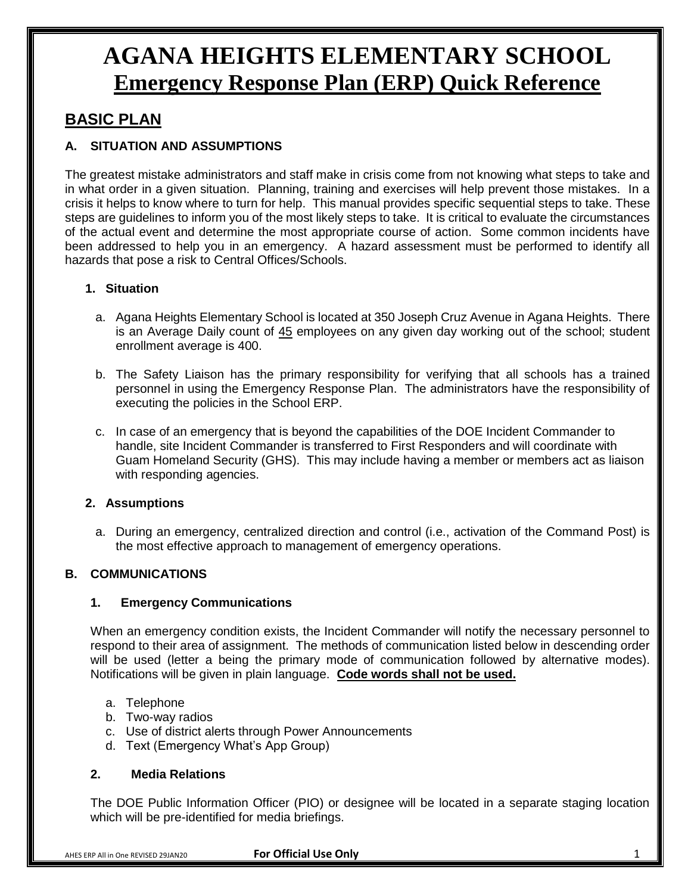# AGANA HEIGHTS ELEMENTARY SCHOOL

## Emergency Response Plan (ERP) Quick Reference

## BASIC PLAN

### A. SITUATION AND ASSUMPTIONS

The greatest mistake administrators and staff make in crisis come from not knowing what steps to take and in what order in a given situation. Planning, training and exercises will help prevent those mistakes. In a crisis it helps to know where to turn for help. This manual provides specific sequential steps to take. These steps are guidelines to inform you of the most likely steps to take. It is critical to evaluate the circumstances of the actual event and determine the most appropriate course of action. Some common incidents have been addressed to help you in an emergency. A hazard assessment must be performed to identify all hazards that pose a risk to Central Offices/Schools.

#### 1. Situation

a. Agana Heights Elementary School is located at 350 Joseph Cruz Avenue in Agana Heights. There is an Average Daily count of 45 employees on any given day working out of the school; student enrollment average is 400.

b. The Safety Liaison has the primary responsibility for verifying that all schools has a trained personnel in using the Emergency Response Plan. The administrators have the responsibility of executing the policies in the School ERP.

c. In case of an emergency that is beyond the capabilities of the DOE Incident Commander to handle, site Incident Commander is transferred to First Responders and will coordinate with Guam Homeland Security (GHS). This may include having a member or members act as liaison with responding agencies.

#### 2. Assumptions

a. During an emergency, centralized direction and control (i.e., activation of the Command Post) is the most effective approach to management of emergency operations.

### B. COMMUNICATIONS

#### 1. Emergency Communications

When an emergency condition exists, the Incident Commander will notify the necessary personnel to respond to their area of assignment. The methods of communication listed below in descending order will be used (letter a being the primary mode of communication followed by alternative modes). Notifications will be given in plain language. **Code words shall not be used.**

a. Telephone
b. Two-way radios
c. Use of district alerts through Power Announcements
d. Text (Emergency What's App Group)

#### 2. Media Relations

The DOE Public Information Officer (PIO) or designee will be located in a separate staging location which will be pre-identified for media briefings.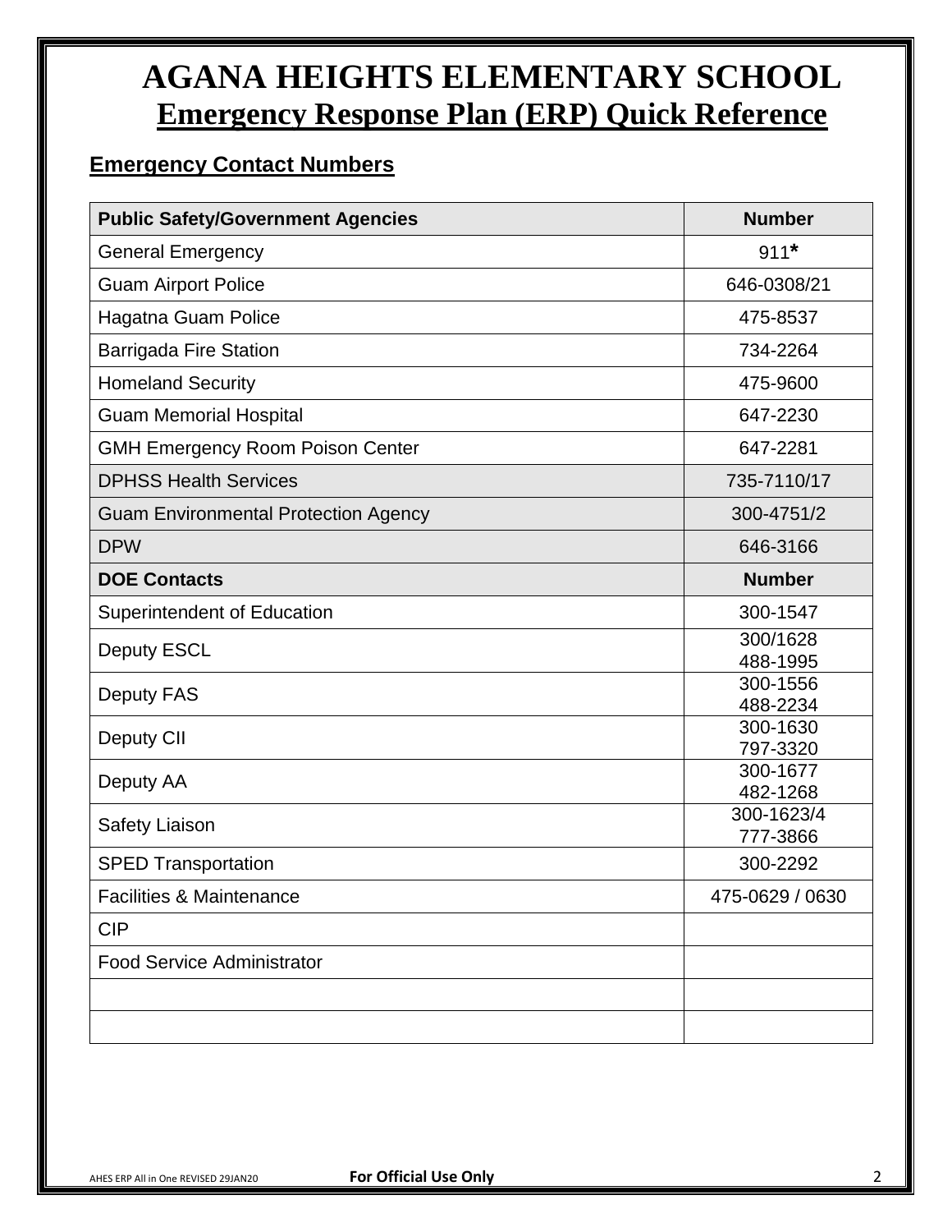# AGANA HEIGHTS ELEMENTARY SCHOOL

## Emergency Response Plan (ERP) Quick Reference

### Emergency Contact Numbers

| Public Safety/Government Agencies | Number |
|---|---|
| General Emergency | 911* |
| Guam Airport Police | 646-0308/21 |
| Hagatna Guam Police | 475-8537 |
| Barrigada Fire Station | 734-2264 |
| Homeland Security | 475-9600 |
| Guam Memorial Hospital | 647-2230 |
| GMH Emergency Room Poison Center | 647-2281 |
| DPHSS Health Services | 735-7110/17 |
| Guam Environmental Protection Agency | 300-4751/2 |
| DPW | 646-3166 |
| **DOE Contacts** | **Number** |
| Superintendent of Education | 300-1547 |
| Deputy ESCL | 300/1628<br>488-1995 |
| Deputy FAS | 300-1556<br>488-2234 |
| Deputy CII | 300-1630<br>797-3320 |
| Deputy AA | 300-1677<br>482-1268 |
| Safety Liaison | 300-1623/4<br>777-3866 |
| SPED Transportation | 300-2292 |
| Facilities & Maintenance | 475-0629 / 0630 |
| CIP | |
| Food Service Administrator | |
| | |
| | |

AHES ERP All in One REVISED 29JAN20 **For Official Use Only**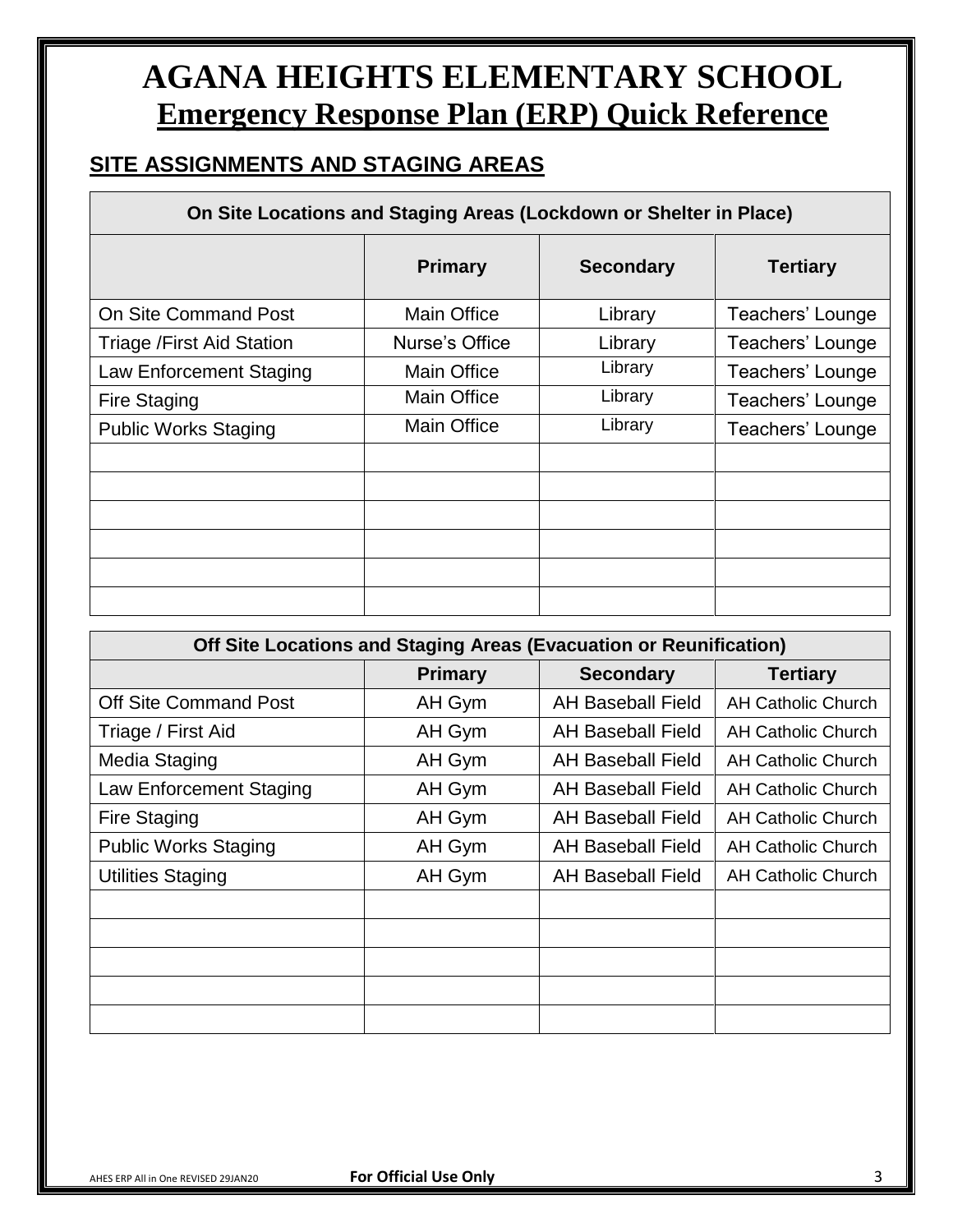# AGANA HEIGHTS ELEMENTARY SCHOOL

## Emergency Response Plan (ERP) Quick Reference

### SITE ASSIGNMENTS AND STAGING AREAS

| On Site Locations and Staging Areas (Lockdown or Shelter in Place) | | | |
|---|---|---|---|
| | **Primary** | **Secondary** | **Tertiary** |
| On Site Command Post | Main Office | Library | Teachers' Lounge |
| Triage /First Aid Station | Nurse's Office | Library | Teachers' Lounge |
| Law Enforcement Staging | Main Office | Library | Teachers' Lounge |
| Fire Staging | Main Office | Library | Teachers' Lounge |
| Public Works Staging | Main Office | Library | Teachers' Lounge |
| | | | |
| | | | |
| | | | |
| | | | |
| | | | |
| | | | |

| Off Site Locations and Staging Areas (Evacuation or Reunification) | | | |
|---|---|---|---|
| | **Primary** | **Secondary** | **Tertiary** |
| Off Site Command Post | AH Gym | AH Baseball Field | AH Catholic Church |
| Triage / First Aid | AH Gym | AH Baseball Field | AH Catholic Church |
| Media Staging | AH Gym | AH Baseball Field | AH Catholic Church |
| Law Enforcement Staging | AH Gym | AH Baseball Field | AH Catholic Church |
| Fire Staging | AH Gym | AH Baseball Field | AH Catholic Church |
| Public Works Staging | AH Gym | AH Baseball Field | AH Catholic Church |
| Utilities Staging | AH Gym | AH Baseball Field | AH Catholic Church |
| | | | |
| | | | |
| | | | |
| | | | |
| | | | |

AHES ERP All in One REVISED 29JAN20 **For Official Use Only**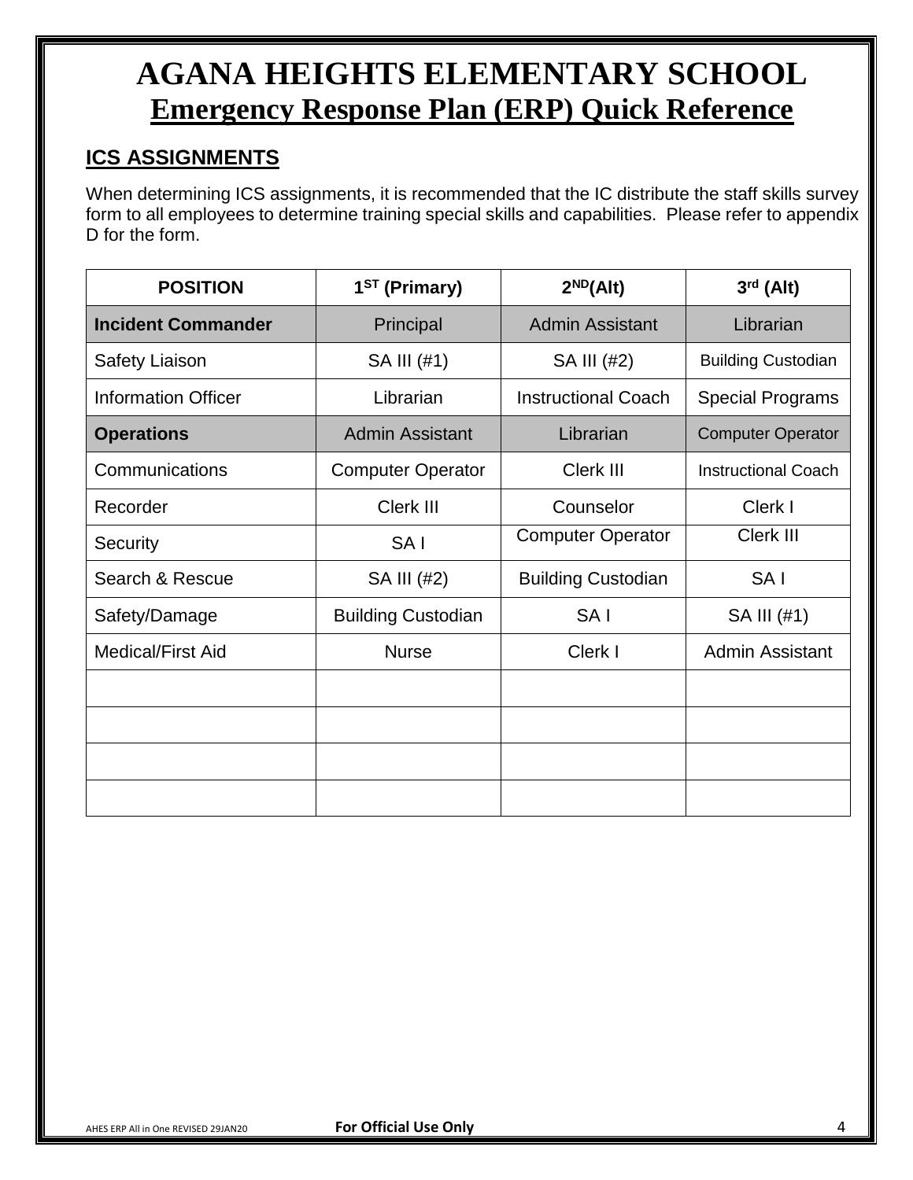# AGANA HEIGHTS ELEMENTARY SCHOOL

## Emergency Response Plan (ERP) Quick Reference

### ICS ASSIGNMENTS

When determining ICS assignments, it is recommended that the IC distribute the staff skills survey form to all employees to determine training special skills and capabilities. Please refer to appendix D for the form.

| POSITION | 1ST (Primary) | 2ND(Alt) | 3rd (Alt) |
|---|---|---|---|
| **Incident Commander** | Principal | Admin Assistant | Librarian |
| Safety Liaison | SA III (#1) | SA III (#2) | Building Custodian |
| Information Officer | Librarian | Instructional Coach | Special Programs |
| **Operations** | Admin Assistant | Librarian | Computer Operator |
| Communications | Computer Operator | Clerk III | Instructional Coach |
| Recorder | Clerk III | Counselor | Clerk I |
| Security | SA I | Computer Operator | Clerk III |
| Search & Rescue | SA III (#2) | Building Custodian | SA I |
| Safety/Damage | Building Custodian | SA I | SA III (#1) |
| Medical/First Aid | Nurse | Clerk I | Admin Assistant |
| | | | |
| | | | |
| | | | |
| | | | |

AHES ERP All in One REVISED 29JAN20 **For Official Use Only**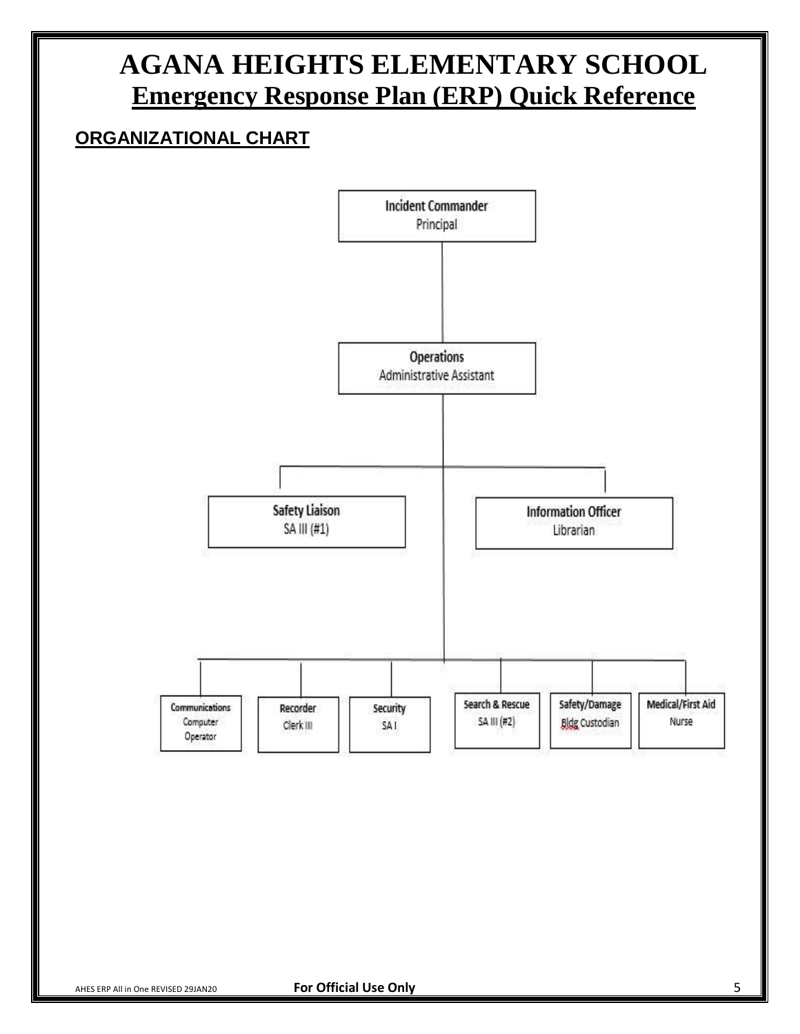# AGANA HEIGHTS ELEMENTARY SCHOOL

## Emergency Response Plan (ERP) Quick Reference

### ORGANIZATIONAL CHART

**Incident Commander**
Principal

**Operations**
Administrative Assistant

**Safety Liaison**
SA III (#1)

**Information Officer**
Librarian

**Communications**
Computer Operator

**Recorder**
Clerk III

**Security**
SA I

**Search & Rescue**
SA III (#2)

**Safety/Damage**
Bldg Custodian

**Medical/First Aid**
Nurse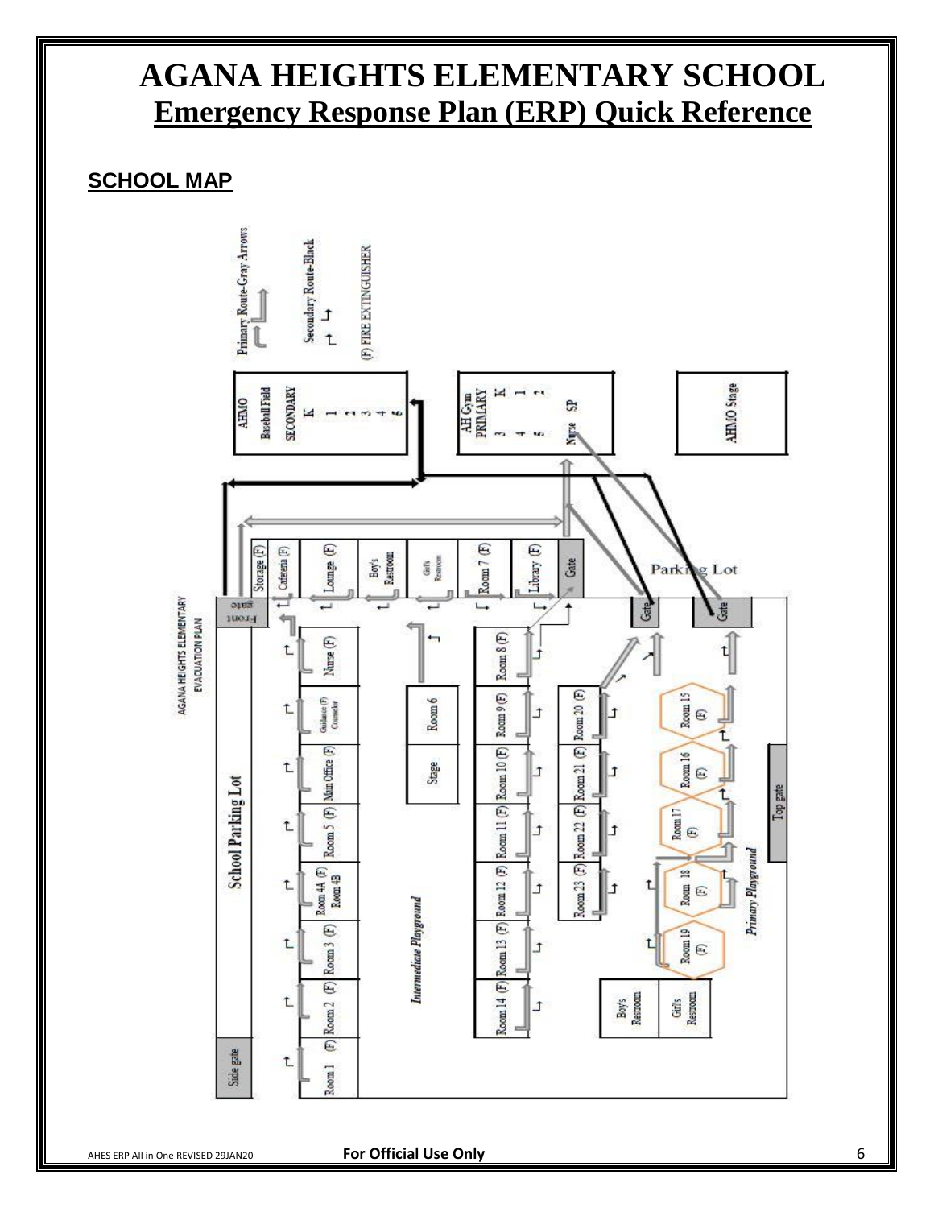# AGANA HEIGHTS ELEMENTARY SCHOOL

## Emergency Response Plan (ERP) Quick Reference

### SCHOOL MAP

AGANA HEIGHTS ELEMENTARY EVACUATION PLAN

Primary Route-Gray Arrows

Secondary Route-Black

(F) FIRE EXTINGUISHER

AHMO Baseball Field SECONDARY K 1 2 3 4 5

AH Gym PRIMARY K 1 2 3 4 5 SP Nurse

AHMO Stage

Parking Lot

Gate

Front gate

Storage (F) Cafeteria (F) Lounge (F) Boy's Restroom Girl's Restroom Room 7 (F) Library (F)

Nurse (F) Guidance (F) Counselor Main Office (F) Room 5 (F) Room 4A (F) Room 4B Room 3 (F) Room 2 (F) Room 1 (F)

School Parking Lot

Side gate

Room 6

Stage

Intermediate Playground

Room 8 (F) Room 9 (F) Room 10 (F) Room 11 (F) Room 12 (F) Room 13 (F) Room 14 (F)

Room 20 (F) Room 21 (F) Room 22 (F) Room 23 (F)

Room 15 (F) Room 16 (F) Room 17 (F) Room 18 (F) Room 19 (F)

Boy's Restroom Girl's Restroom

Primary Playground

Top gate

AHES ERP All in One REVISED 29JAN20 **For Official Use Only**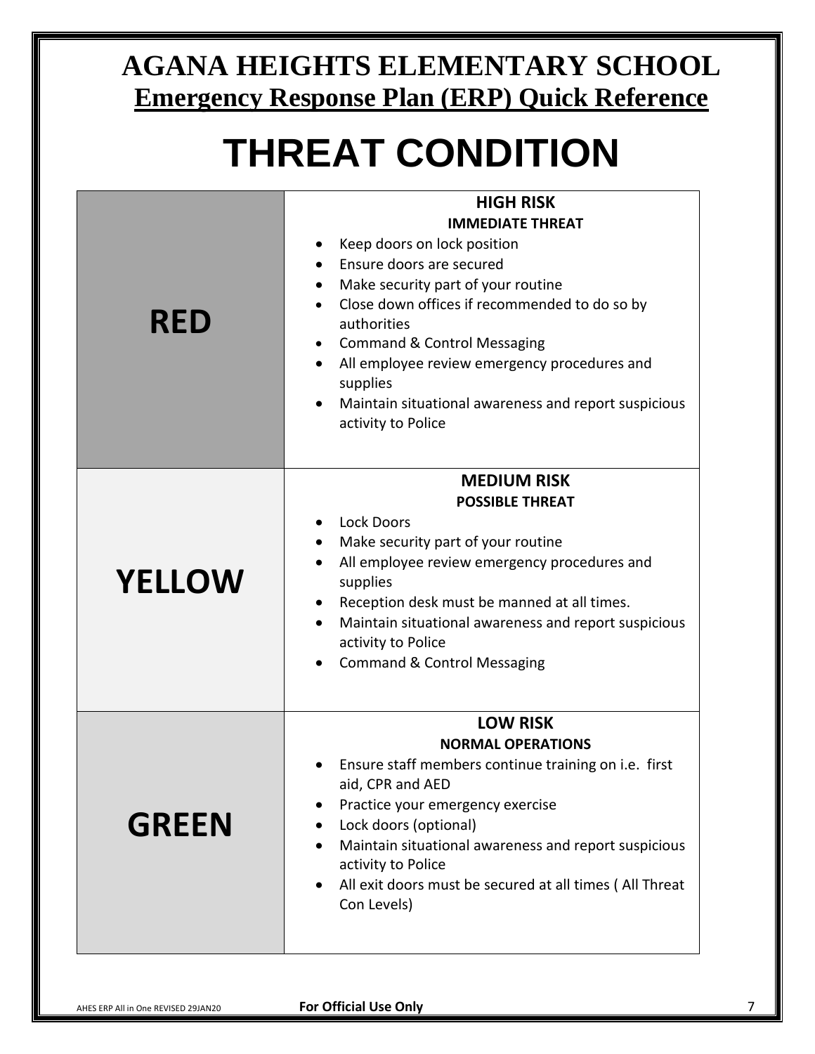# AGANA HEIGHTS ELEMENTARY SCHOOL

## Emergency Response Plan (ERP) Quick Reference

# THREAT CONDITION

| | |
|---|---|
| **RED** | **HIGH RISK**<br>**IMMEDIATE THREAT**<br>• Keep doors on lock position<br>• Ensure doors are secured<br>• Make security part of your routine<br>• Close down offices if recommended to do so by authorities<br>• Command & Control Messaging<br>• All employee review emergency procedures and supplies<br>• Maintain situational awareness and report suspicious activity to Police |
| **YELLOW** | **MEDIUM RISK**<br>**POSSIBLE THREAT**<br>• Lock Doors<br>• Make security part of your routine<br>• All employee review emergency procedures and supplies<br>• Reception desk must be manned at all times.<br>• Maintain situational awareness and report suspicious activity to Police<br>• Command & Control Messaging |
| **GREEN** | **LOW RISK**<br>**NORMAL OPERATIONS**<br>• Ensure staff members continue training on i.e. first aid, CPR and AED<br>• Practice your emergency exercise<br>• Lock doors (optional)<br>• Maintain situational awareness and report suspicious activity to Police<br>• All exit doors must be secured at all times ( All Threat Con Levels) |

AHES ERP All in One REVISED 29JAN20 **For Official Use Only**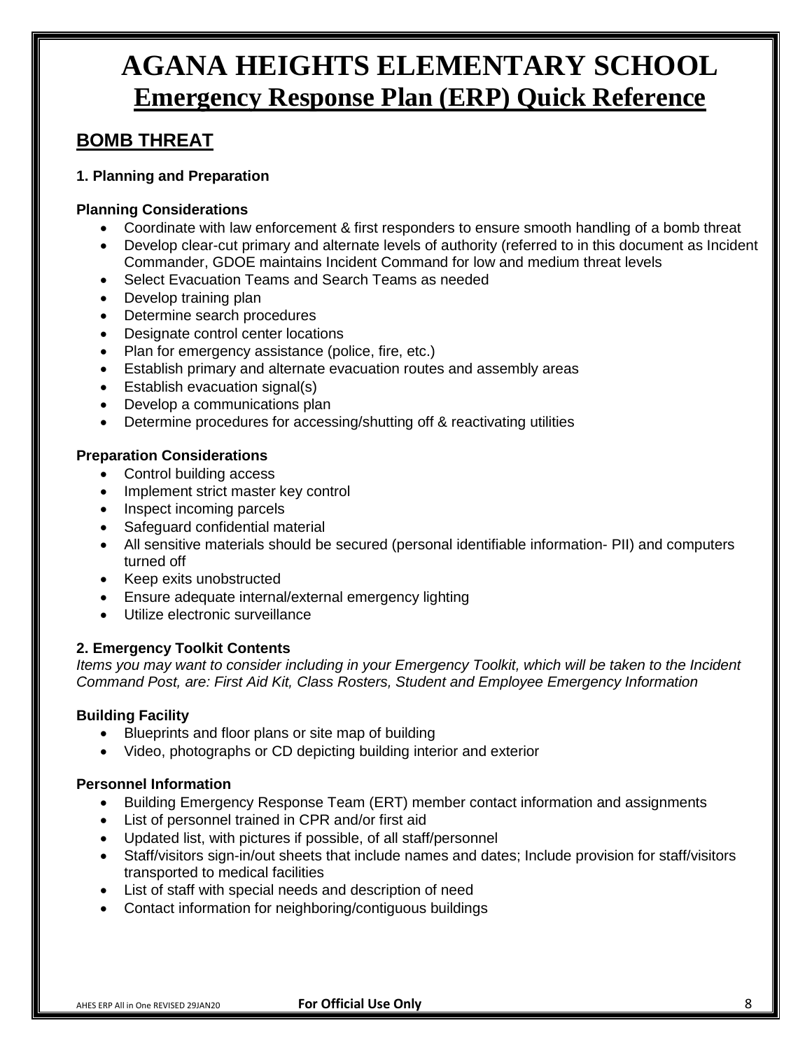# AGANA HEIGHTS ELEMENTARY SCHOOL
## Emergency Response Plan (ERP) Quick Reference

## BOMB THREAT

### 1. Planning and Preparation

**Planning Considerations**

- Coordinate with law enforcement & first responders to ensure smooth handling of a bomb threat
- Develop clear-cut primary and alternate levels of authority (referred to in this document as Incident Commander, GDOE maintains Incident Command for low and medium threat levels
- Select Evacuation Teams and Search Teams as needed
- Develop training plan
- Determine search procedures
- Designate control center locations
- Plan for emergency assistance (police, fire, etc.)
- Establish primary and alternate evacuation routes and assembly areas
- Establish evacuation signal(s)
- Develop a communications plan
- Determine procedures for accessing/shutting off & reactivating utilities

**Preparation Considerations**

- Control building access
- Implement strict master key control
- Inspect incoming parcels
- Safeguard confidential material
- All sensitive materials should be secured (personal identifiable information- PII) and computers turned off
- Keep exits unobstructed
- Ensure adequate internal/external emergency lighting
- Utilize electronic surveillance

### 2. Emergency Toolkit Contents

*Items you may want to consider including in your Emergency Toolkit, which will be taken to the Incident Command Post, are: First Aid Kit, Class Rosters, Student and Employee Emergency Information*

**Building Facility**

- Blueprints and floor plans or site map of building
- Video, photographs or CD depicting building interior and exterior

**Personnel Information**

- Building Emergency Response Team (ERT) member contact information and assignments
- List of personnel trained in CPR and/or first aid
- Updated list, with pictures if possible, of all staff/personnel
- Staff/visitors sign-in/out sheets that include names and dates; Include provision for staff/visitors transported to medical facilities
- List of staff with special needs and description of need
- Contact information for neighboring/contiguous buildings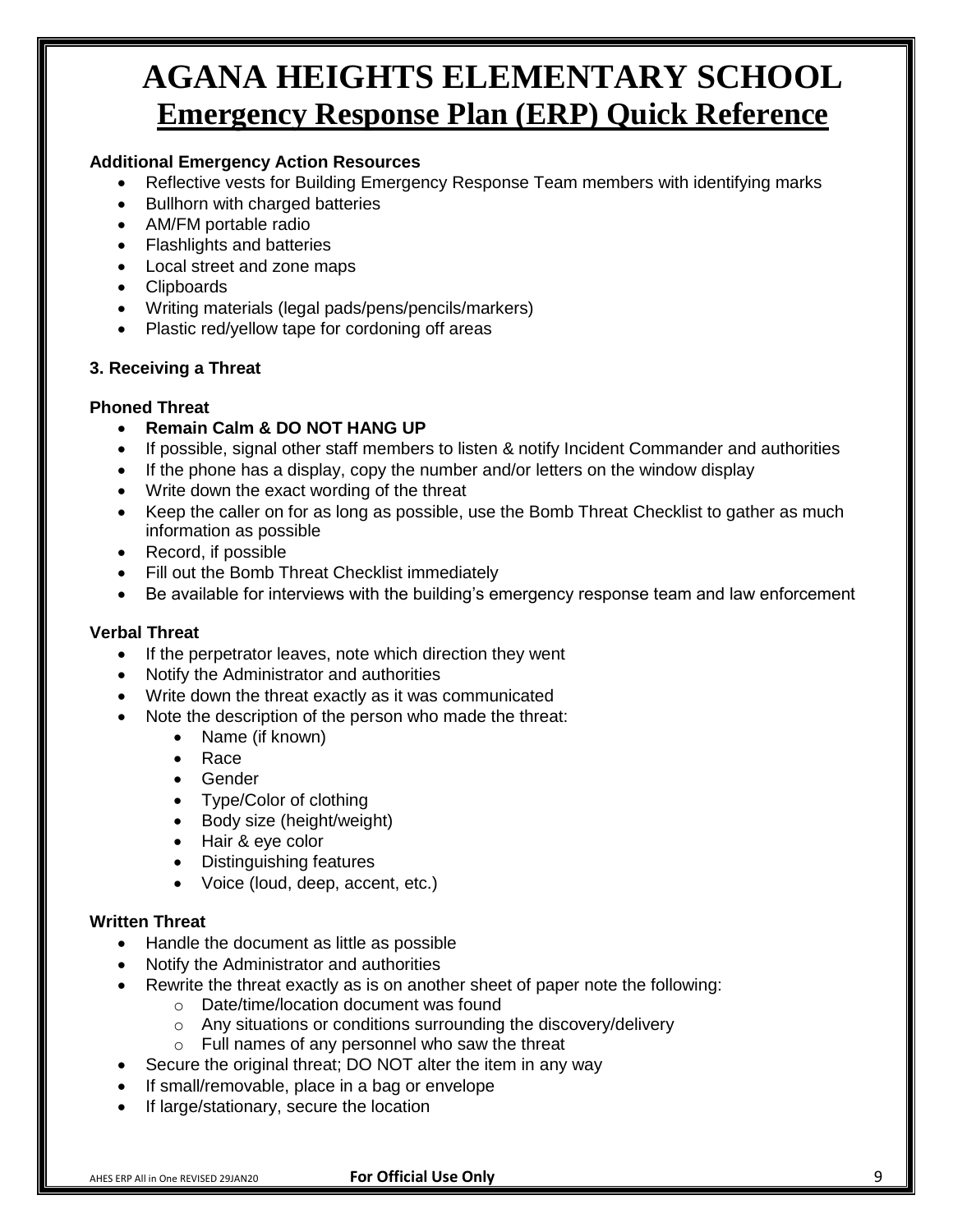# AGANA HEIGHTS ELEMENTARY SCHOOL

## Emergency Response Plan (ERP) Quick Reference

**Additional Emergency Action Resources**

- Reflective vests for Building Emergency Response Team members with identifying marks
- Bullhorn with charged batteries
- AM/FM portable radio
- Flashlights and batteries
- Local street and zone maps
- Clipboards
- Writing materials (legal pads/pens/pencils/markers)
- Plastic red/yellow tape for cordoning off areas

### 3. Receiving a Threat

**Phoned Threat**

- **Remain Calm & DO NOT HANG UP**
- If possible, signal other staff members to listen & notify Incident Commander and authorities
- If the phone has a display, copy the number and/or letters on the window display
- Write down the exact wording of the threat
- Keep the caller on for as long as possible, use the Bomb Threat Checklist to gather as much information as possible
- Record, if possible
- Fill out the Bomb Threat Checklist immediately
- Be available for interviews with the building's emergency response team and law enforcement

**Verbal Threat**

- If the perpetrator leaves, note which direction they went
- Notify the Administrator and authorities
- Write down the threat exactly as it was communicated
- Note the description of the person who made the threat:
  - Name (if known)
  - Race
  - Gender
  - Type/Color of clothing
  - Body size (height/weight)
  - Hair & eye color
  - Distinguishing features
  - Voice (loud, deep, accent, etc.)

**Written Threat**

- Handle the document as little as possible
- Notify the Administrator and authorities
- Rewrite the threat exactly as is on another sheet of paper note the following:
  - Date/time/location document was found
  - Any situations or conditions surrounding the discovery/delivery
  - Full names of any personnel who saw the threat
- Secure the original threat; DO NOT alter the item in any way
- If small/removable, place in a bag or envelope
- If large/stationary, secure the location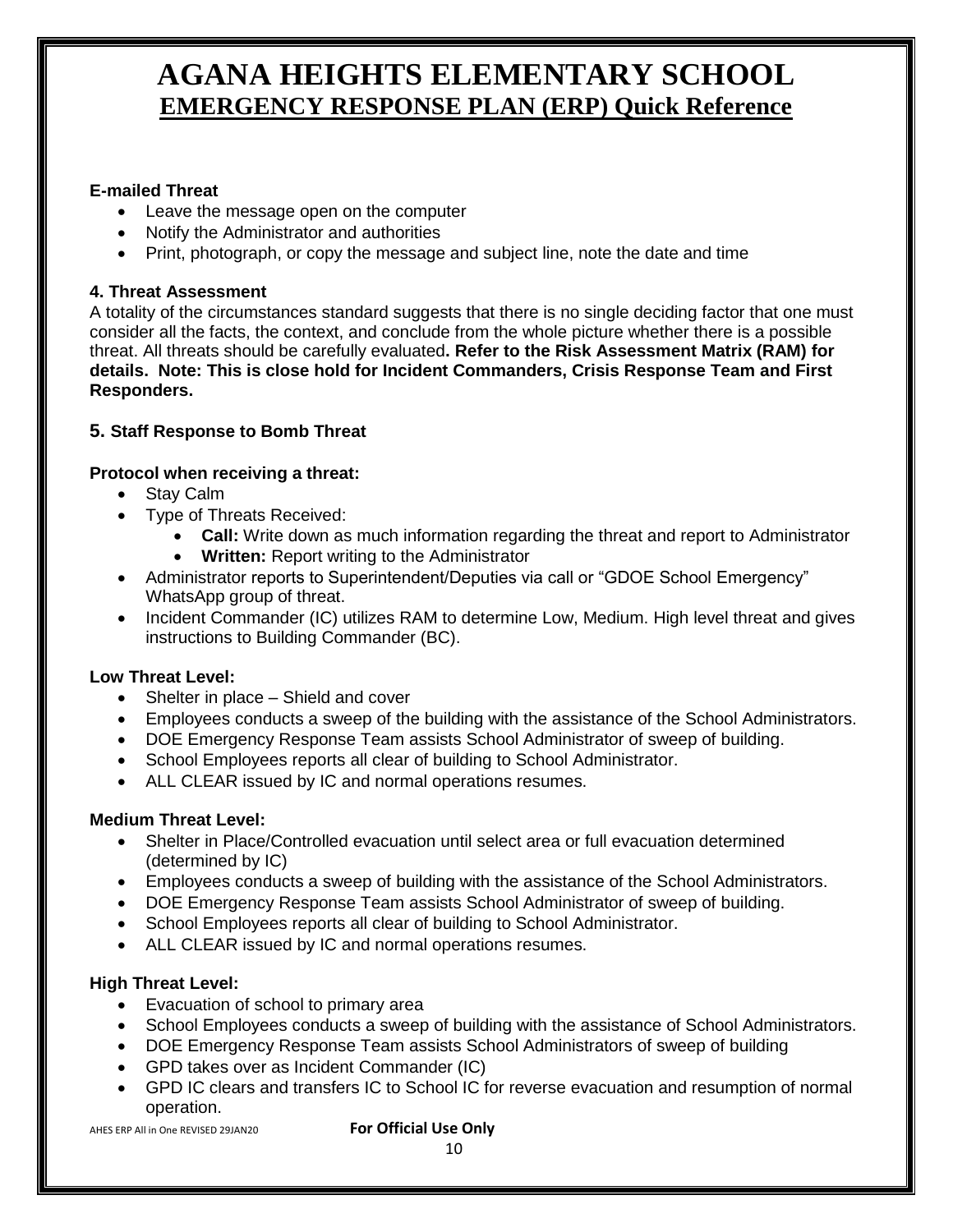# AGANA HEIGHTS ELEMENTARY SCHOOL

## EMERGENCY RESPONSE PLAN (ERP) Quick Reference

**E-mailed Threat**

- Leave the message open on the computer
- Notify the Administrator and authorities
- Print, photograph, or copy the message and subject line, note the date and time

### 4. Threat Assessment

A totality of the circumstances standard suggests that there is no single deciding factor that one must consider all the facts, the context, and conclude from the whole picture whether there is a possible threat. All threats should be carefully evaluated**. Refer to the Risk Assessment Matrix (RAM) for details. Note: This is close hold for Incident Commanders, Crisis Response Team and First Responders.**

### 5. Staff Response to Bomb Threat

**Protocol when receiving a threat:**

- Stay Calm
- Type of Threats Received:
  - **Call:** Write down as much information regarding the threat and report to Administrator
  - **Written:** Report writing to the Administrator
- Administrator reports to Superintendent/Deputies via call or "GDOE School Emergency" WhatsApp group of threat.
- Incident Commander (IC) utilizes RAM to determine Low, Medium. High level threat and gives instructions to Building Commander (BC).

**Low Threat Level:**

- Shelter in place – Shield and cover
- Employees conducts a sweep of the building with the assistance of the School Administrators.
- DOE Emergency Response Team assists School Administrator of sweep of building.
- School Employees reports all clear of building to School Administrator.
- ALL CLEAR issued by IC and normal operations resumes.

**Medium Threat Level:**

- Shelter in Place/Controlled evacuation until select area or full evacuation determined (determined by IC)
- Employees conducts a sweep of building with the assistance of the School Administrators.
- DOE Emergency Response Team assists School Administrator of sweep of building.
- School Employees reports all clear of building to School Administrator.
- ALL CLEAR issued by IC and normal operations resumes.

**High Threat Level:**

- Evacuation of school to primary area
- School Employees conducts a sweep of building with the assistance of School Administrators.
- DOE Emergency Response Team assists School Administrators of sweep of building
- GPD takes over as Incident Commander (IC)
- GPD IC clears and transfers IC to School IC for reverse evacuation and resumption of normal operation.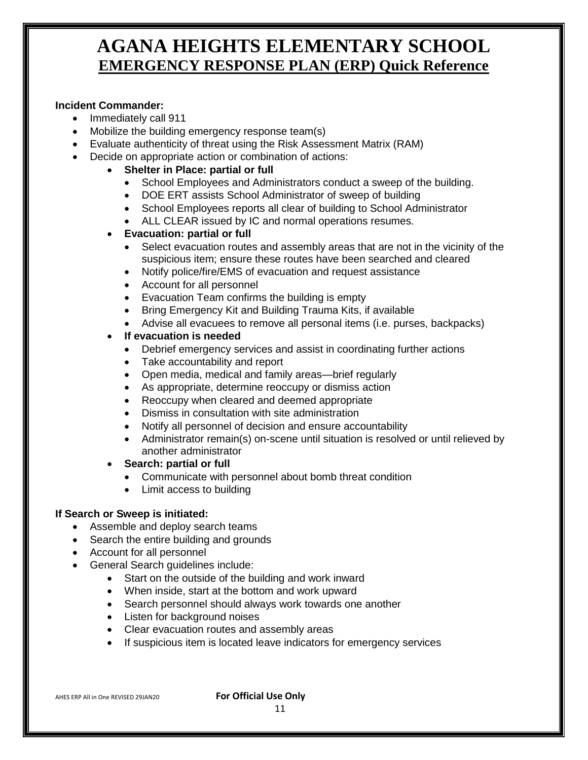# AGANA HEIGHTS ELEMENTARY SCHOOL

## EMERGENCY RESPONSE PLAN (ERP) Quick Reference

**Incident Commander:**

- Immediately call 911
- Mobilize the building emergency response team(s)
- Evaluate authenticity of threat using the Risk Assessment Matrix (RAM)
- Decide on appropriate action or combination of actions:
    - **Shelter in Place: partial or full**
        - School Employees and Administrators conduct a sweep of the building.
        - DOE ERT assists School Administrator of sweep of building
        - School Employees reports all clear of building to School Administrator
        - ALL CLEAR issued by IC and normal operations resumes.
    - **Evacuation: partial or full**
        - Select evacuation routes and assembly areas that are not in the vicinity of the suspicious item; ensure these routes have been searched and cleared
        - Notify police/fire/EMS of evacuation and request assistance
        - Account for all personnel
        - Evacuation Team confirms the building is empty
        - Bring Emergency Kit and Building Trauma Kits, if available
        - Advise all evacuees to remove all personal items (i.e. purses, backpacks)
    - **If evacuation is needed**
        - Debrief emergency services and assist in coordinating further actions
        - Take accountability and report
        - Open media, medical and family areas—brief regularly
        - As appropriate, determine reoccupy or dismiss action
        - Reoccupy when cleared and deemed appropriate
        - Dismiss in consultation with site administration
        - Notify all personnel of decision and ensure accountability
        - Administrator remain(s) on-scene until situation is resolved or until relieved by another administrator
    - **Search: partial or full**
        - Communicate with personnel about bomb threat condition
        - Limit access to building

**If Search or Sweep is initiated:**

- Assemble and deploy search teams
- Search the entire building and grounds
- Account for all personnel
- General Search guidelines include:
    - Start on the outside of the building and work inward
    - When inside, start at the bottom and work upward
    - Search personnel should always work towards one another
    - Listen for background noises
    - Clear evacuation routes and assembly areas
    - If suspicious item is located leave indicators for emergency services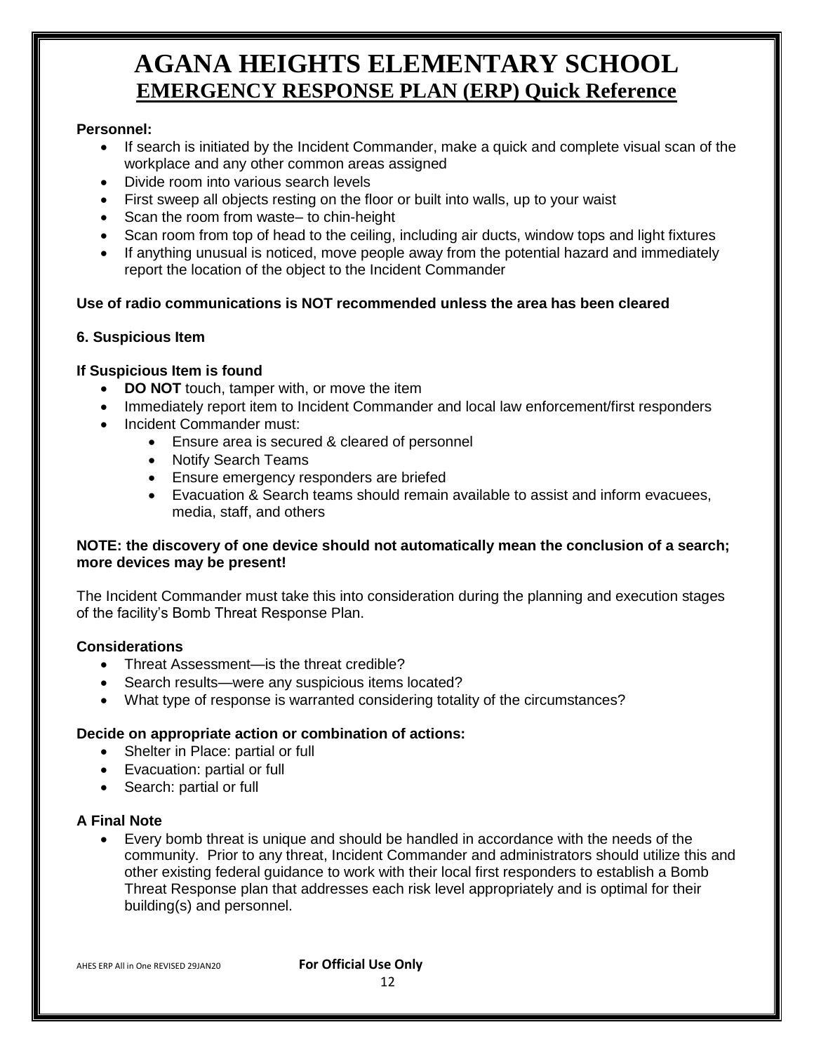# AGANA HEIGHTS ELEMENTARY SCHOOL

## EMERGENCY RESPONSE PLAN (ERP) Quick Reference

**Personnel:**

- If search is initiated by the Incident Commander, make a quick and complete visual scan of the workplace and any other common areas assigned
- Divide room into various search levels
- First sweep all objects resting on the floor or built into walls, up to your waist
- Scan the room from waste– to chin-height
- Scan room from top of head to the ceiling, including air ducts, window tops and light fixtures
- If anything unusual is noticed, move people away from the potential hazard and immediately report the location of the object to the Incident Commander

**Use of radio communications is NOT recommended unless the area has been cleared**

### 6. Suspicious Item

**If Suspicious Item is found**

- **DO NOT** touch, tamper with, or move the item
- Immediately report item to Incident Commander and local law enforcement/first responders
- Incident Commander must:
    - Ensure area is secured & cleared of personnel
    - Notify Search Teams
    - Ensure emergency responders are briefed
    - Evacuation & Search teams should remain available to assist and inform evacuees, media, staff, and others

**NOTE: the discovery of one device should not automatically mean the conclusion of a search; more devices may be present!**

The Incident Commander must take this into consideration during the planning and execution stages of the facility's Bomb Threat Response Plan.

**Considerations**

- Threat Assessment—is the threat credible?
- Search results—were any suspicious items located?
- What type of response is warranted considering totality of the circumstances?

**Decide on appropriate action or combination of actions:**

- Shelter in Place: partial or full
- Evacuation: partial or full
- Search: partial or full

**A Final Note**

- Every bomb threat is unique and should be handled in accordance with the needs of the community. Prior to any threat, Incident Commander and administrators should utilize this and other existing federal guidance to work with their local first responders to establish a Bomb Threat Response plan that addresses each risk level appropriately and is optimal for their building(s) and personnel.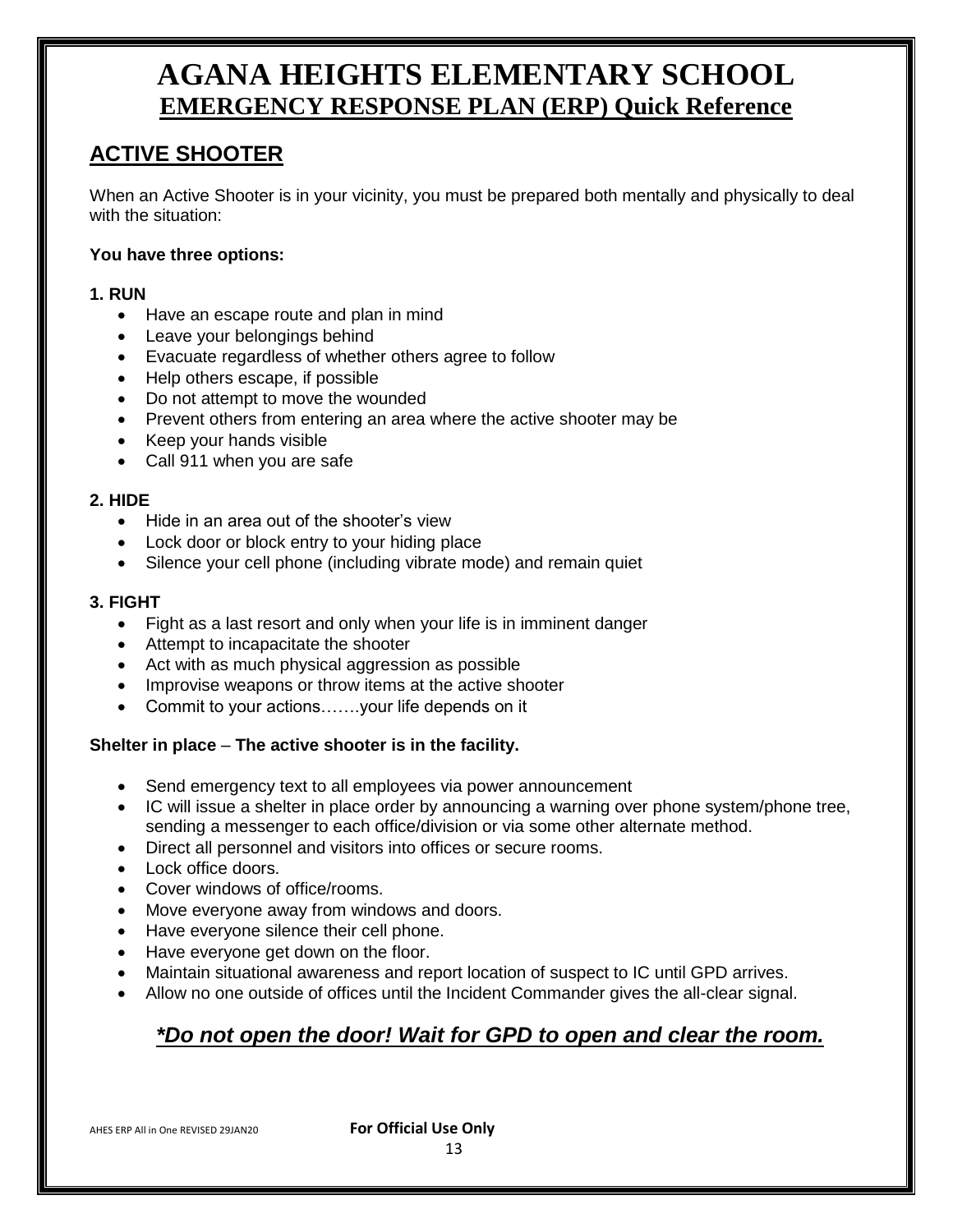# AGANA HEIGHTS ELEMENTARY SCHOOL

## EMERGENCY RESPONSE PLAN (ERP) Quick Reference

## ACTIVE SHOOTER

When an Active Shooter is in your vicinity, you must be prepared both mentally and physically to deal with the situation:

**You have three options:**

**1. RUN**

- Have an escape route and plan in mind
- Leave your belongings behind
- Evacuate regardless of whether others agree to follow
- Help others escape, if possible
- Do not attempt to move the wounded
- Prevent others from entering an area where the active shooter may be
- Keep your hands visible
- Call 911 when you are safe

**2. HIDE**

- Hide in an area out of the shooter's view
- Lock door or block entry to your hiding place
- Silence your cell phone (including vibrate mode) and remain quiet

**3. FIGHT**

- Fight as a last resort and only when your life is in imminent danger
- Attempt to incapacitate the shooter
- Act with as much physical aggression as possible
- Improvise weapons or throw items at the active shooter
- Commit to your actions…….your life depends on it

**Shelter in place** – **The active shooter is in the facility.**

- Send emergency text to all employees via power announcement
- IC will issue a shelter in place order by announcing a warning over phone system/phone tree, sending a messenger to each office/division or via some other alternate method.
- Direct all personnel and visitors into offices or secure rooms.
- Lock office doors.
- Cover windows of office/rooms.
- Move everyone away from windows and doors.
- Have everyone silence their cell phone.
- Have everyone get down on the floor.
- Maintain situational awareness and report location of suspect to IC until GPD arrives.
- Allow no one outside of offices until the Incident Commander gives the all-clear signal.

***\*Do not open the door! Wait for GPD to open and clear the room.***

AHES ERP All in One REVISED 29JAN20 **For Official Use Only**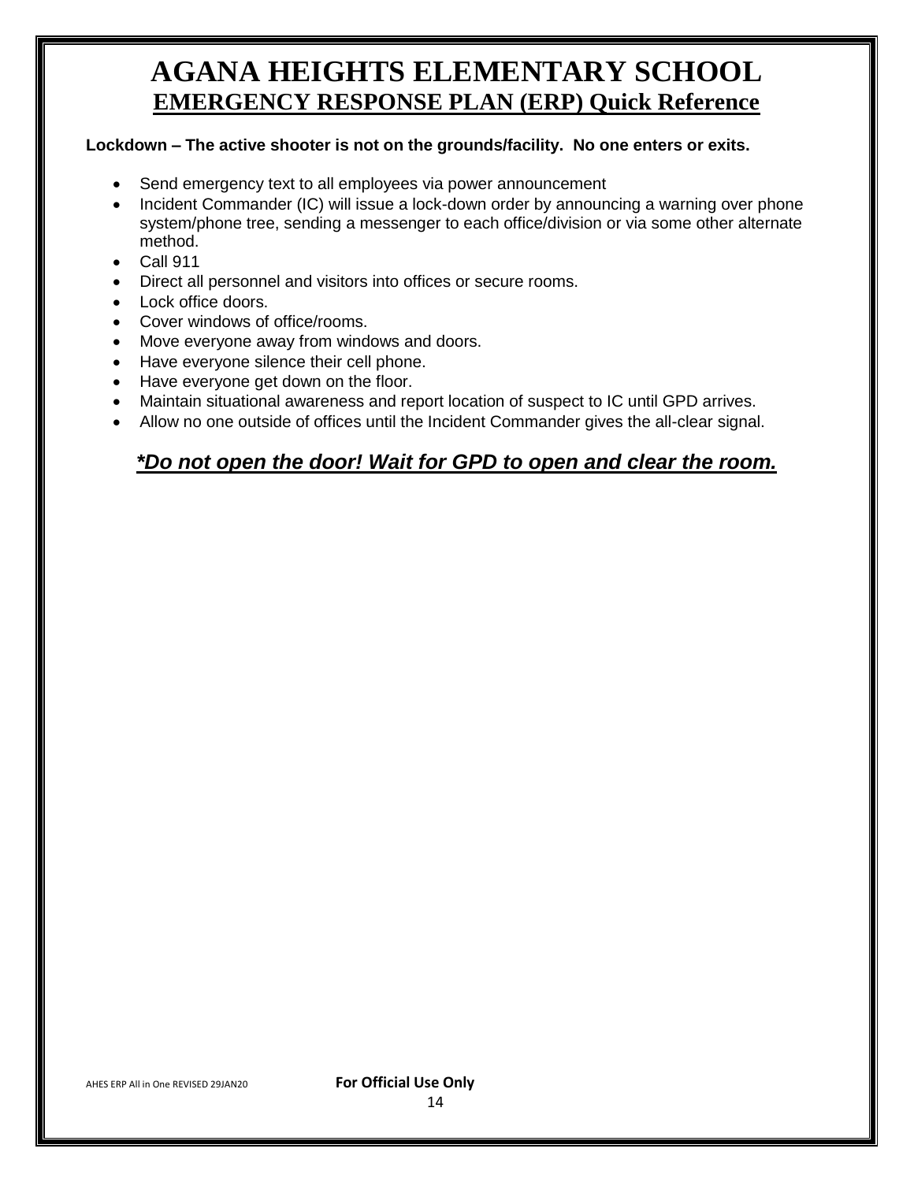# AGANA HEIGHTS ELEMENTARY SCHOOL

## EMERGENCY RESPONSE PLAN (ERP) Quick Reference

**Lockdown – The active shooter is not on the grounds/facility. No one enters or exits.**

- Send emergency text to all employees via power announcement
- Incident Commander (IC) will issue a lock-down order by announcing a warning over phone system/phone tree, sending a messenger to each office/division or via some other alternate method.
- Call 911
- Direct all personnel and visitors into offices or secure rooms.
- Lock office doors.
- Cover windows of office/rooms.
- Move everyone away from windows and doors.
- Have everyone silence their cell phone.
- Have everyone get down on the floor.
- Maintain situational awareness and report location of suspect to IC until GPD arrives.
- Allow no one outside of offices until the Incident Commander gives the all-clear signal.

***\*Do not open the door! Wait for GPD to open and clear the room.***

AHES ERP All in One REVISED 29JAN20 **For Official Use Only**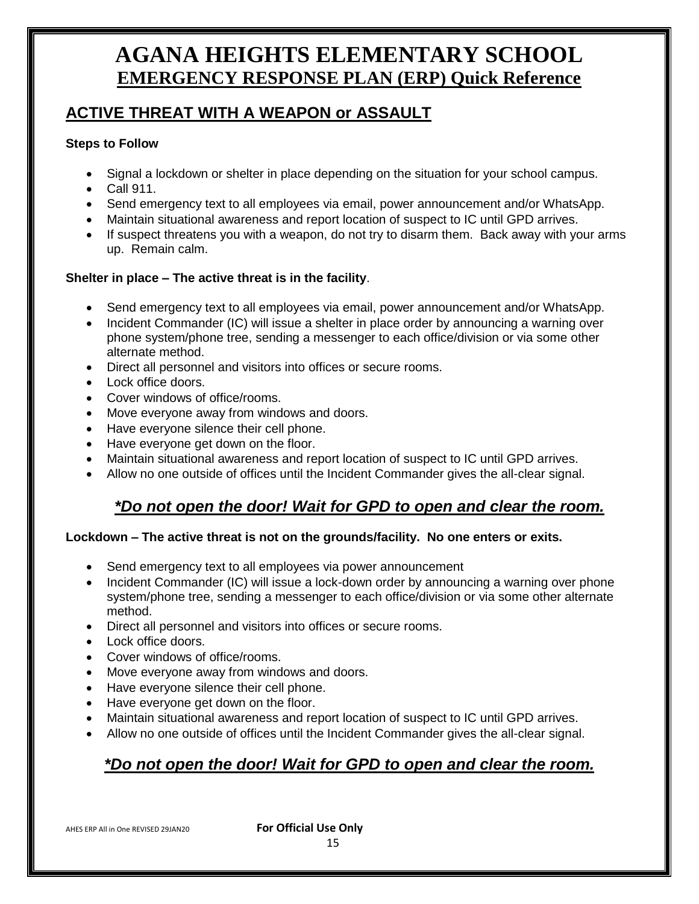# AGANA HEIGHTS ELEMENTARY SCHOOL

## EMERGENCY RESPONSE PLAN (ERP) Quick Reference

## ACTIVE THREAT WITH A WEAPON or ASSAULT

**Steps to Follow**

- Signal a lockdown or shelter in place depending on the situation for your school campus.
- Call 911.
- Send emergency text to all employees via email, power announcement and/or WhatsApp.
- Maintain situational awareness and report location of suspect to IC until GPD arrives.
- If suspect threatens you with a weapon, do not try to disarm them. Back away with your arms up. Remain calm.

**Shelter in place – The active threat is in the facility**.

- Send emergency text to all employees via email, power announcement and/or WhatsApp.
- Incident Commander (IC) will issue a shelter in place order by announcing a warning over phone system/phone tree, sending a messenger to each office/division or via some other alternate method.
- Direct all personnel and visitors into offices or secure rooms.
- Lock office doors.
- Cover windows of office/rooms.
- Move everyone away from windows and doors.
- Have everyone silence their cell phone.
- Have everyone get down on the floor.
- Maintain situational awareness and report location of suspect to IC until GPD arrives.
- Allow no one outside of offices until the Incident Commander gives the all-clear signal.

***Do not open the door! Wait for GPD to open and clear the room.***

**Lockdown – The active threat is not on the grounds/facility. No one enters or exits.**

- Send emergency text to all employees via power announcement
- Incident Commander (IC) will issue a lock-down order by announcing a warning over phone system/phone tree, sending a messenger to each office/division or via some other alternate method.
- Direct all personnel and visitors into offices or secure rooms.
- Lock office doors.
- Cover windows of office/rooms.
- Move everyone away from windows and doors.
- Have everyone silence their cell phone.
- Have everyone get down on the floor.
- Maintain situational awareness and report location of suspect to IC until GPD arrives.
- Allow no one outside of offices until the Incident Commander gives the all-clear signal.

***Do not open the door! Wait for GPD to open and clear the room.***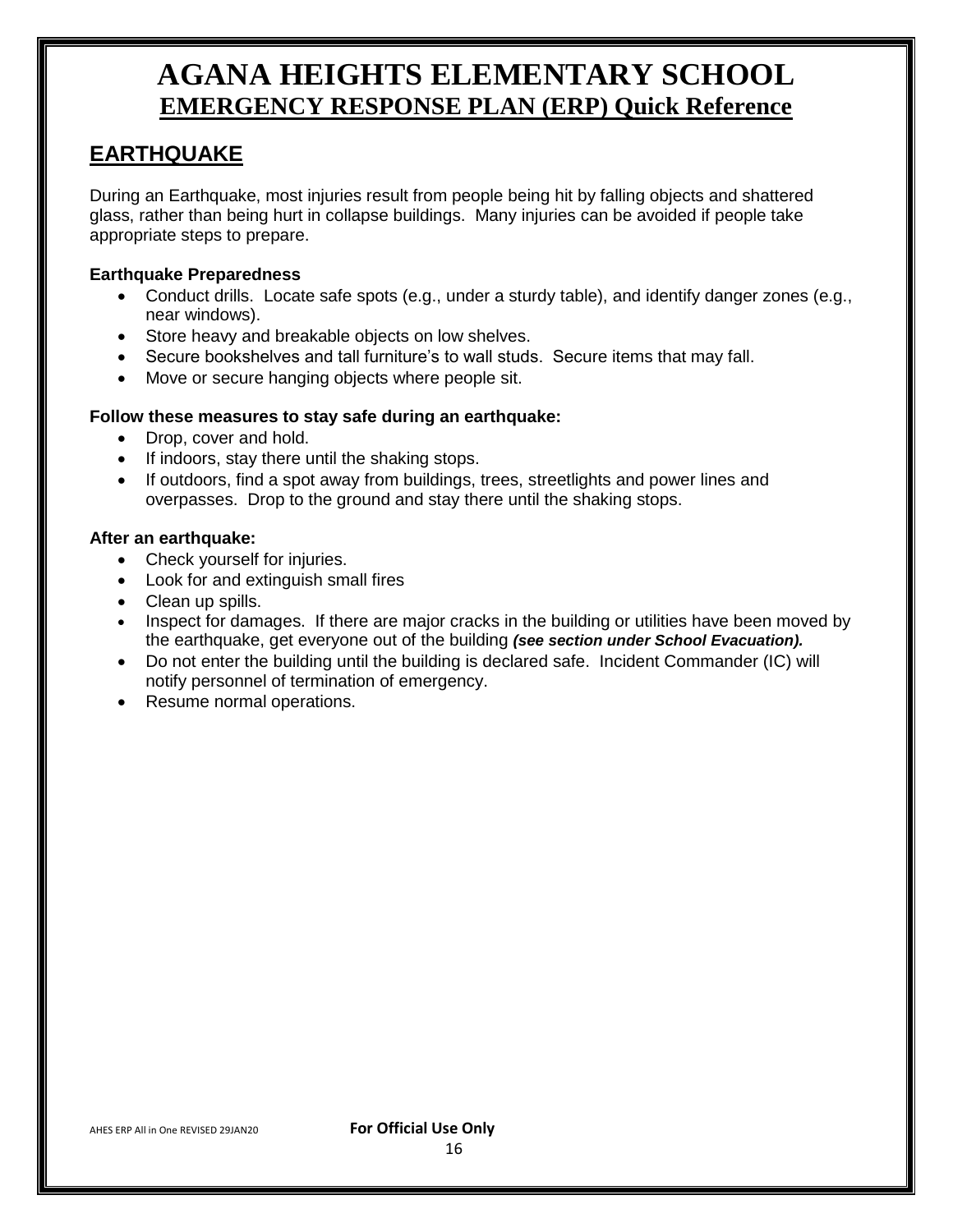# AGANA HEIGHTS ELEMENTARY SCHOOL

## EMERGENCY RESPONSE PLAN (ERP) Quick Reference

## EARTHQUAKE

During an Earthquake, most injuries result from people being hit by falling objects and shattered glass, rather than being hurt in collapse buildings. Many injuries can be avoided if people take appropriate steps to prepare.

**Earthquake Preparedness**

- Conduct drills. Locate safe spots (e.g., under a sturdy table), and identify danger zones (e.g., near windows).
- Store heavy and breakable objects on low shelves.
- Secure bookshelves and tall furniture's to wall studs. Secure items that may fall.
- Move or secure hanging objects where people sit.

**Follow these measures to stay safe during an earthquake:**

- Drop, cover and hold.
- If indoors, stay there until the shaking stops.
- If outdoors, find a spot away from buildings, trees, streetlights and power lines and overpasses. Drop to the ground and stay there until the shaking stops.

**After an earthquake:**

- Check yourself for injuries.
- Look for and extinguish small fires
- Clean up spills.
- Inspect for damages. If there are major cracks in the building or utilities have been moved by the earthquake, get everyone out of the building ***(see section under School Evacuation).***
- Do not enter the building until the building is declared safe. Incident Commander (IC) will notify personnel of termination of emergency.
- Resume normal operations.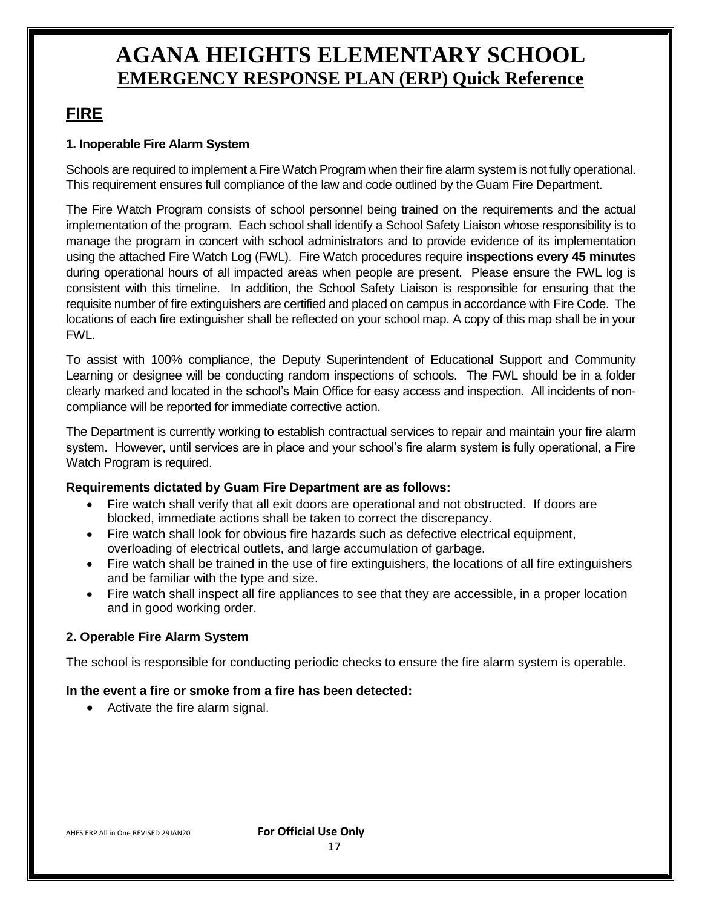# AGANA HEIGHTS ELEMENTARY SCHOOL

## EMERGENCY RESPONSE PLAN (ERP) Quick Reference

## FIRE

### 1. Inoperable Fire Alarm System

Schools are required to implement a Fire Watch Program when their fire alarm system is not fully operational. This requirement ensures full compliance of the law and code outlined by the Guam Fire Department.

The Fire Watch Program consists of school personnel being trained on the requirements and the actual implementation of the program. Each school shall identify a School Safety Liaison whose responsibility is to manage the program in concert with school administrators and to provide evidence of its implementation using the attached Fire Watch Log (FWL). Fire Watch procedures require **inspections every 45 minutes** during operational hours of all impacted areas when people are present. Please ensure the FWL log is consistent with this timeline. In addition, the School Safety Liaison is responsible for ensuring that the requisite number of fire extinguishers are certified and placed on campus in accordance with Fire Code. The locations of each fire extinguisher shall be reflected on your school map. A copy of this map shall be in your FWL.

To assist with 100% compliance, the Deputy Superintendent of Educational Support and Community Learning or designee will be conducting random inspections of schools. The FWL should be in a folder clearly marked and located in the school's Main Office for easy access and inspection. All incidents of non-compliance will be reported for immediate corrective action.

The Department is currently working to establish contractual services to repair and maintain your fire alarm system. However, until services are in place and your school's fire alarm system is fully operational, a Fire Watch Program is required.

**Requirements dictated by Guam Fire Department are as follows:**

- Fire watch shall verify that all exit doors are operational and not obstructed. If doors are blocked, immediate actions shall be taken to correct the discrepancy.
- Fire watch shall look for obvious fire hazards such as defective electrical equipment, overloading of electrical outlets, and large accumulation of garbage.
- Fire watch shall be trained in the use of fire extinguishers, the locations of all fire extinguishers and be familiar with the type and size.
- Fire watch shall inspect all fire appliances to see that they are accessible, in a proper location and in good working order.

### 2. Operable Fire Alarm System

The school is responsible for conducting periodic checks to ensure the fire alarm system is operable.

**In the event a fire or smoke from a fire has been detected:**

- Activate the fire alarm signal.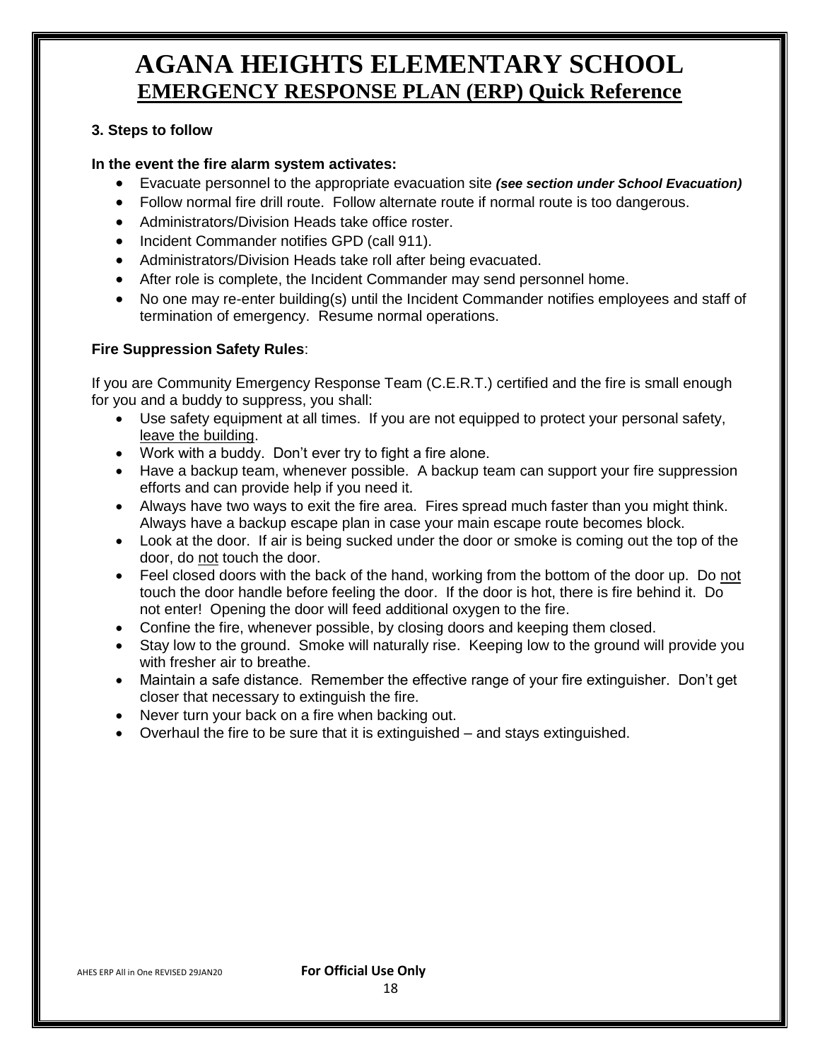# AGANA HEIGHTS ELEMENTARY SCHOOL

## EMERGENCY RESPONSE PLAN (ERP) Quick Reference

**3. Steps to follow**

**In the event the fire alarm system activates:**

- Evacuate personnel to the appropriate evacuation site ***(see section under School Evacuation)***
- Follow normal fire drill route. Follow alternate route if normal route is too dangerous.
- Administrators/Division Heads take office roster.
- Incident Commander notifies GPD (call 911).
- Administrators/Division Heads take roll after being evacuated.
- After role is complete, the Incident Commander may send personnel home.
- No one may re-enter building(s) until the Incident Commander notifies employees and staff of termination of emergency. Resume normal operations.

**Fire Suppression Safety Rules**:

If you are Community Emergency Response Team (C.E.R.T.) certified and the fire is small enough for you and a buddy to suppress, you shall:

- Use safety equipment at all times. If you are not equipped to protect your personal safety, <u>leave the building</u>.
- Work with a buddy. Don't ever try to fight a fire alone.
- Have a backup team, whenever possible. A backup team can support your fire suppression efforts and can provide help if you need it.
- Always have two ways to exit the fire area. Fires spread much faster than you might think. Always have a backup escape plan in case your main escape route becomes block.
- Look at the door. If air is being sucked under the door or smoke is coming out the top of the door, do <u>not</u> touch the door.
- Feel closed doors with the back of the hand, working from the bottom of the door up. Do <u>not</u> touch the door handle before feeling the door. If the door is hot, there is fire behind it. Do not enter! Opening the door will feed additional oxygen to the fire.
- Confine the fire, whenever possible, by closing doors and keeping them closed.
- Stay low to the ground. Smoke will naturally rise. Keeping low to the ground will provide you with fresher air to breathe.
- Maintain a safe distance. Remember the effective range of your fire extinguisher. Don't get closer that necessary to extinguish the fire.
- Never turn your back on a fire when backing out.
- Overhaul the fire to be sure that it is extinguished – and stays extinguished.

AHES ERP All in One REVISED 29JAN20 **For Official Use Only**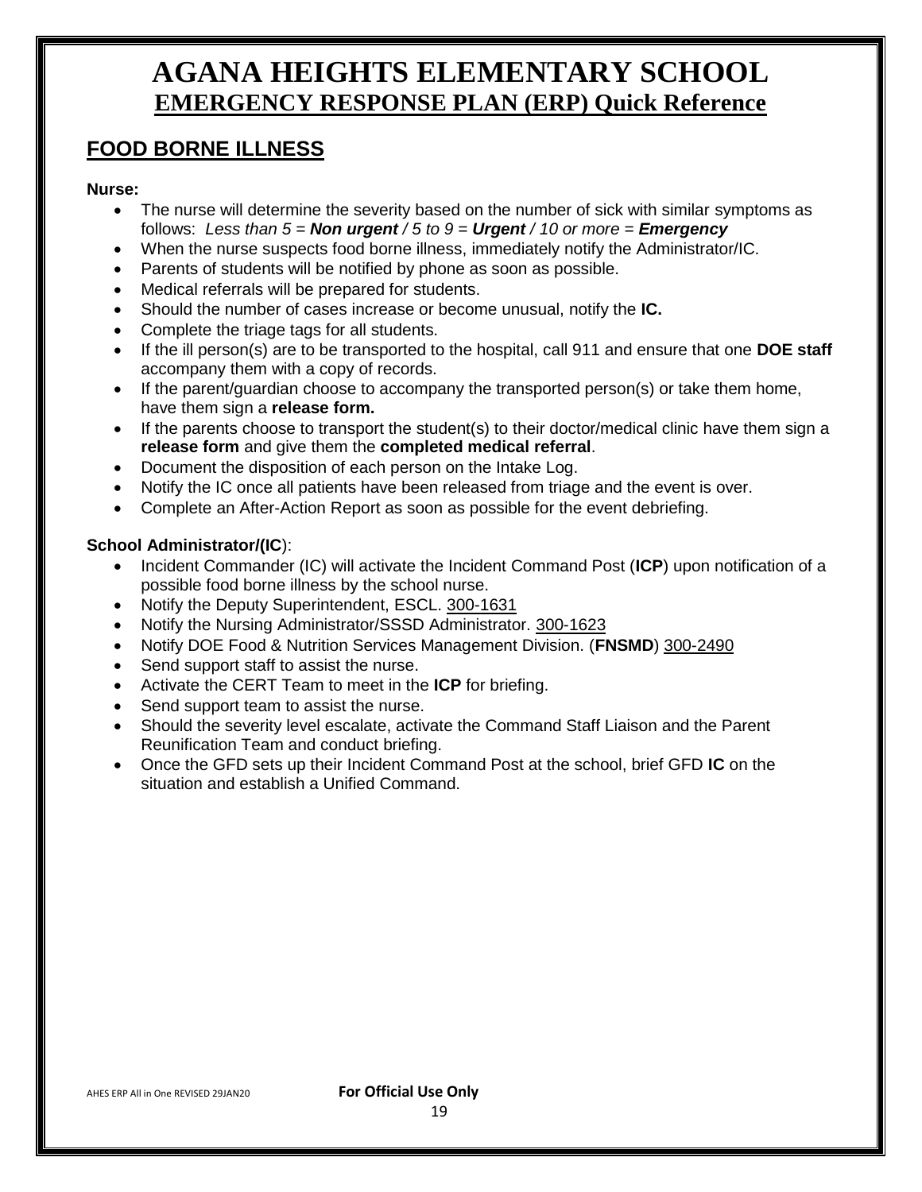# AGANA HEIGHTS ELEMENTARY SCHOOL

## EMERGENCY RESPONSE PLAN (ERP) Quick Reference

## FOOD BORNE ILLNESS

**Nurse:**

- The nurse will determine the severity based on the number of sick with similar symptoms as follows: *Less than 5 =* ***Non urgent*** */ 5 to 9 =* ***Urgent*** */ 10 or more =* ***Emergency***
- When the nurse suspects food borne illness, immediately notify the Administrator/IC.
- Parents of students will be notified by phone as soon as possible.
- Medical referrals will be prepared for students.
- Should the number of cases increase or become unusual, notify the **IC.**
- Complete the triage tags for all students.
- If the ill person(s) are to be transported to the hospital, call 911 and ensure that one **DOE staff** accompany them with a copy of records.
- If the parent/guardian choose to accompany the transported person(s) or take them home, have them sign a **release form.**
- If the parents choose to transport the student(s) to their doctor/medical clinic have them sign a **release form** and give them the **completed medical referral**.
- Document the disposition of each person on the Intake Log.
- Notify the IC once all patients have been released from triage and the event is over.
- Complete an After-Action Report as soon as possible for the event debriefing.

**School Administrator/(IC**):

- Incident Commander (IC) will activate the Incident Command Post (**ICP**) upon notification of a possible food borne illness by the school nurse.
- Notify the Deputy Superintendent, ESCL. 300-1631
- Notify the Nursing Administrator/SSSD Administrator. 300-1623
- Notify DOE Food & Nutrition Services Management Division. (**FNSMD**) 300-2490
- Send support staff to assist the nurse.
- Activate the CERT Team to meet in the **ICP** for briefing.
- Send support team to assist the nurse.
- Should the severity level escalate, activate the Command Staff Liaison and the Parent Reunification Team and conduct briefing.
- Once the GFD sets up their Incident Command Post at the school, brief GFD **IC** on the situation and establish a Unified Command.

AHES ERP All in One REVISED 29JAN20 **For Official Use Only**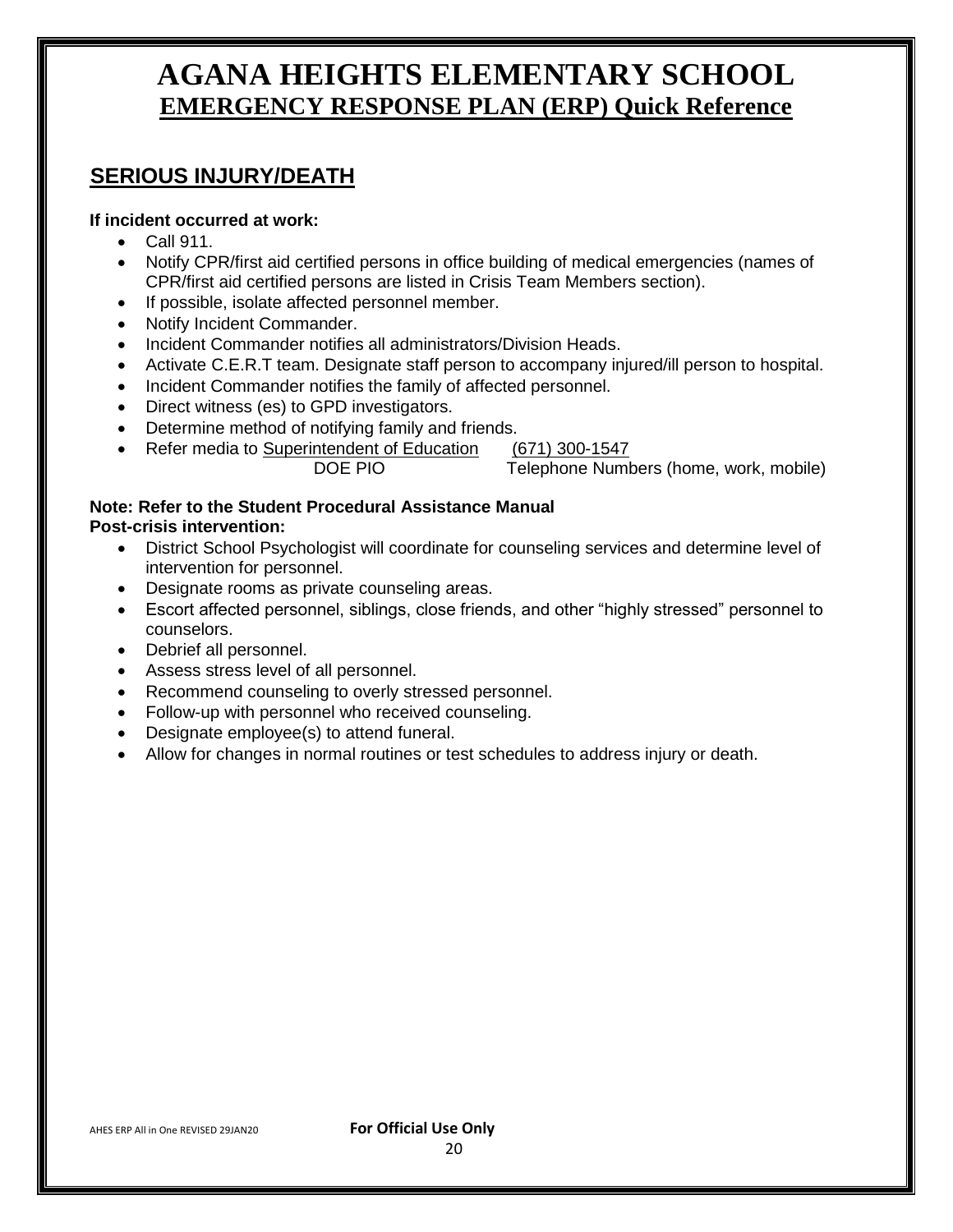# AGANA HEIGHTS ELEMENTARY SCHOOL

## EMERGENCY RESPONSE PLAN (ERP) Quick Reference

### SERIOUS INJURY/DEATH

**If incident occurred at work:**

- Call 911.
- Notify CPR/first aid certified persons in office building of medical emergencies (names of CPR/first aid certified persons are listed in Crisis Team Members section).
- If possible, isolate affected personnel member.
- Notify Incident Commander.
- Incident Commander notifies all administrators/Division Heads.
- Activate C.E.R.T team. Designate staff person to accompany injured/ill person to hospital.
- Incident Commander notifies the family of affected personnel.
- Direct witness (es) to GPD investigators.
- Determine method of notifying family and friends.
- Refer media to Superintendent of Education (671) 300-1547
  DOE PIO Telephone Numbers (home, work, mobile)

**Note: Refer to the Student Procedural Assistance Manual**

**Post-crisis intervention:**

- District School Psychologist will coordinate for counseling services and determine level of intervention for personnel.
- Designate rooms as private counseling areas.
- Escort affected personnel, siblings, close friends, and other "highly stressed" personnel to counselors.
- Debrief all personnel.
- Assess stress level of all personnel.
- Recommend counseling to overly stressed personnel.
- Follow-up with personnel who received counseling.
- Designate employee(s) to attend funeral.
- Allow for changes in normal routines or test schedules to address injury or death.

AHES ERP All in One REVISED 29JAN20 **For Official Use Only**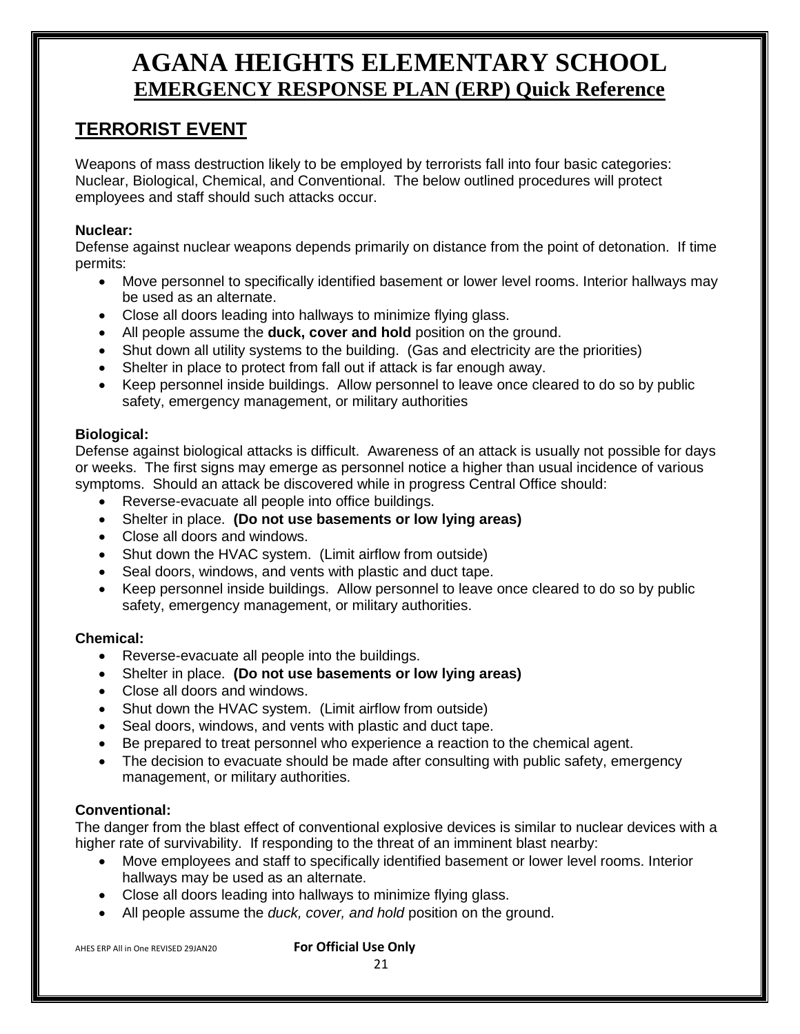# AGANA HEIGHTS ELEMENTARY SCHOOL
## EMERGENCY RESPONSE PLAN (ERP) Quick Reference

## TERRORIST EVENT

Weapons of mass destruction likely to be employed by terrorists fall into four basic categories: Nuclear, Biological, Chemical, and Conventional. The below outlined procedures will protect employees and staff should such attacks occur.

### Nuclear:

Defense against nuclear weapons depends primarily on distance from the point of detonation. If time permits:

- Move personnel to specifically identified basement or lower level rooms. Interior hallways may be used as an alternate.
- Close all doors leading into hallways to minimize flying glass.
- All people assume the **duck, cover and hold** position on the ground.
- Shut down all utility systems to the building. (Gas and electricity are the priorities)
- Shelter in place to protect from fall out if attack is far enough away.
- Keep personnel inside buildings. Allow personnel to leave once cleared to do so by public safety, emergency management, or military authorities

### Biological:

Defense against biological attacks is difficult. Awareness of an attack is usually not possible for days or weeks. The first signs may emerge as personnel notice a higher than usual incidence of various symptoms. Should an attack be discovered while in progress Central Office should:

- Reverse-evacuate all people into office buildings.
- Shelter in place. **(Do not use basements or low lying areas)**
- Close all doors and windows.
- Shut down the HVAC system. (Limit airflow from outside)
- Seal doors, windows, and vents with plastic and duct tape.
- Keep personnel inside buildings. Allow personnel to leave once cleared to do so by public safety, emergency management, or military authorities.

### Chemical:

- Reverse-evacuate all people into the buildings.
- Shelter in place. **(Do not use basements or low lying areas)**
- Close all doors and windows.
- Shut down the HVAC system. (Limit airflow from outside)
- Seal doors, windows, and vents with plastic and duct tape.
- Be prepared to treat personnel who experience a reaction to the chemical agent.
- The decision to evacuate should be made after consulting with public safety, emergency management, or military authorities.

### Conventional:

The danger from the blast effect of conventional explosive devices is similar to nuclear devices with a higher rate of survivability. If responding to the threat of an imminent blast nearby:

- Move employees and staff to specifically identified basement or lower level rooms. Interior hallways may be used as an alternate.
- Close all doors leading into hallways to minimize flying glass.
- All people assume the *duck, cover, and hold* position on the ground.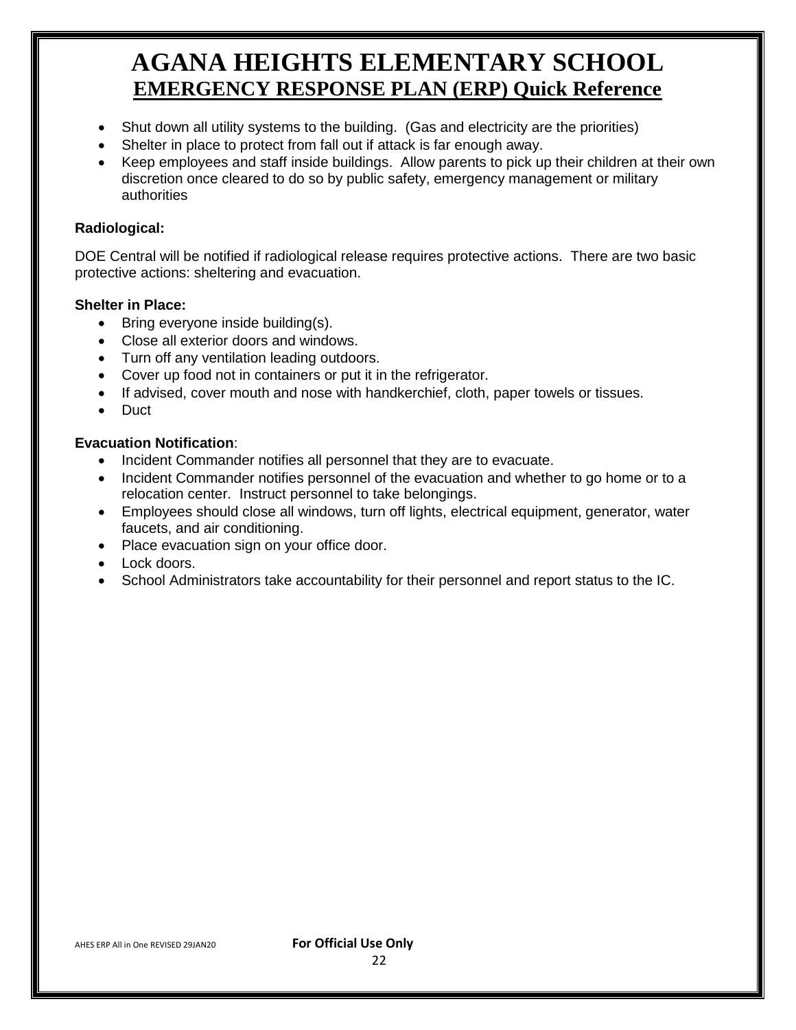# AGANA HEIGHTS ELEMENTARY SCHOOL
## EMERGENCY RESPONSE PLAN (ERP) Quick Reference

- Shut down all utility systems to the building. (Gas and electricity are the priorities)
- Shelter in place to protect from fall out if attack is far enough away.
- Keep employees and staff inside buildings. Allow parents to pick up their children at their own discretion once cleared to do so by public safety, emergency management or military authorities

**Radiological:**

DOE Central will be notified if radiological release requires protective actions. There are two basic protective actions: sheltering and evacuation.

**Shelter in Place:**

- Bring everyone inside building(s).
- Close all exterior doors and windows.
- Turn off any ventilation leading outdoors.
- Cover up food not in containers or put it in the refrigerator.
- If advised, cover mouth and nose with handkerchief, cloth, paper towels or tissues.
- Duct

**Evacuation Notification**:

- Incident Commander notifies all personnel that they are to evacuate.
- Incident Commander notifies personnel of the evacuation and whether to go home or to a relocation center. Instruct personnel to take belongings.
- Employees should close all windows, turn off lights, electrical equipment, generator, water faucets, and air conditioning.
- Place evacuation sign on your office door.
- Lock doors.
- School Administrators take accountability for their personnel and report status to the IC.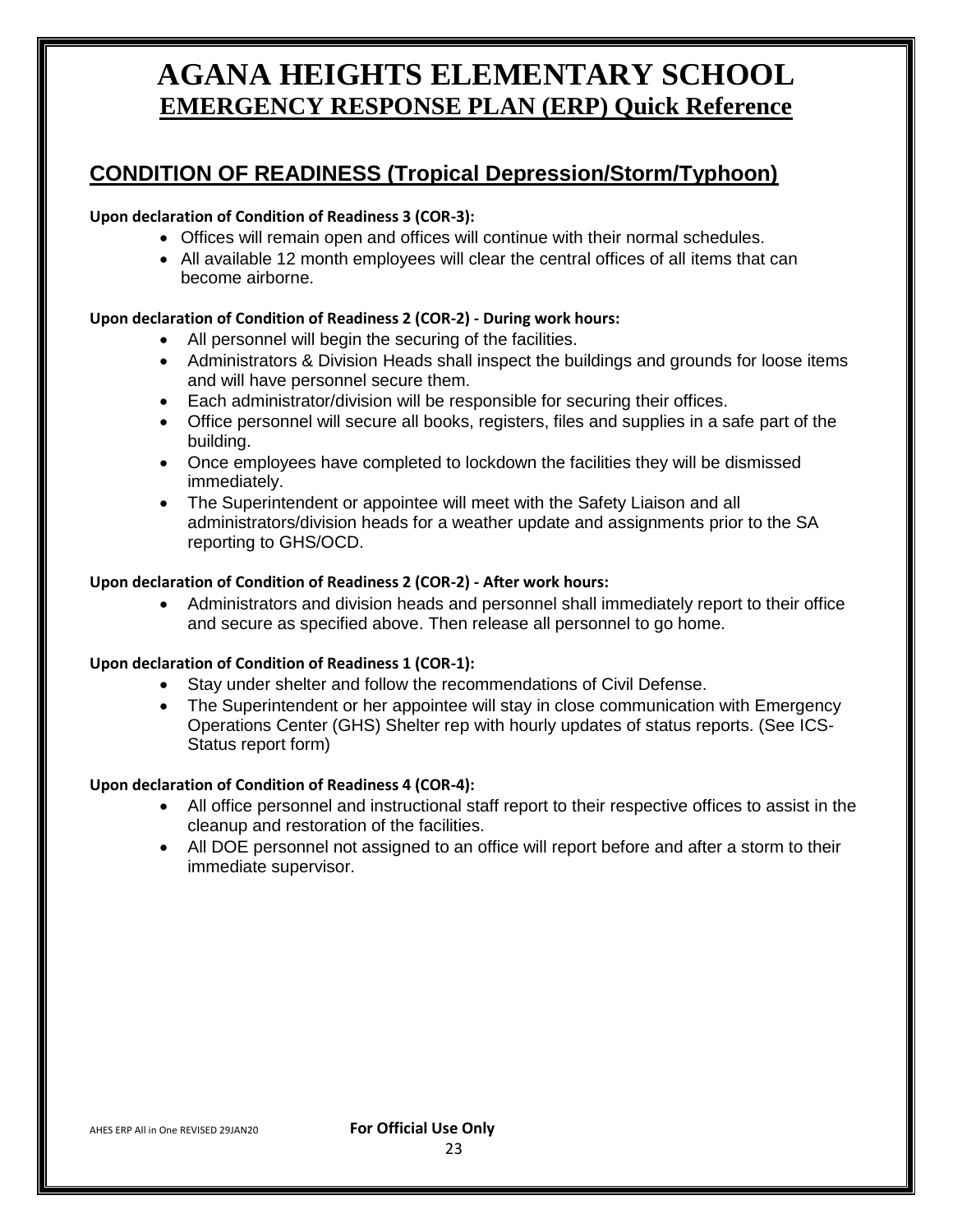# AGANA HEIGHTS ELEMENTARY SCHOOL

## EMERGENCY RESPONSE PLAN (ERP) Quick Reference

## CONDITION OF READINESS (Tropical Depression/Storm/Typhoon)

**Upon declaration of Condition of Readiness 3 (COR-3):**

- Offices will remain open and offices will continue with their normal schedules.
- All available 12 month employees will clear the central offices of all items that can become airborne.

**Upon declaration of Condition of Readiness 2 (COR-2) - During work hours:**

- All personnel will begin the securing of the facilities.
- Administrators & Division Heads shall inspect the buildings and grounds for loose items and will have personnel secure them.
- Each administrator/division will be responsible for securing their offices.
- Office personnel will secure all books, registers, files and supplies in a safe part of the building.
- Once employees have completed to lockdown the facilities they will be dismissed immediately.
- The Superintendent or appointee will meet with the Safety Liaison and all administrators/division heads for a weather update and assignments prior to the SA reporting to GHS/OCD.

**Upon declaration of Condition of Readiness 2 (COR-2) - After work hours:**

- Administrators and division heads and personnel shall immediately report to their office and secure as specified above. Then release all personnel to go home.

**Upon declaration of Condition of Readiness 1 (COR-1):**

- Stay under shelter and follow the recommendations of Civil Defense.
- The Superintendent or her appointee will stay in close communication with Emergency Operations Center (GHS) Shelter rep with hourly updates of status reports. (See ICS-Status report form)

**Upon declaration of Condition of Readiness 4 (COR-4):**

- All office personnel and instructional staff report to their respective offices to assist in the cleanup and restoration of the facilities.
- All DOE personnel not assigned to an office will report before and after a storm to their immediate supervisor.

AHES ERP All in One REVISED 29JAN20 **For Official Use Only**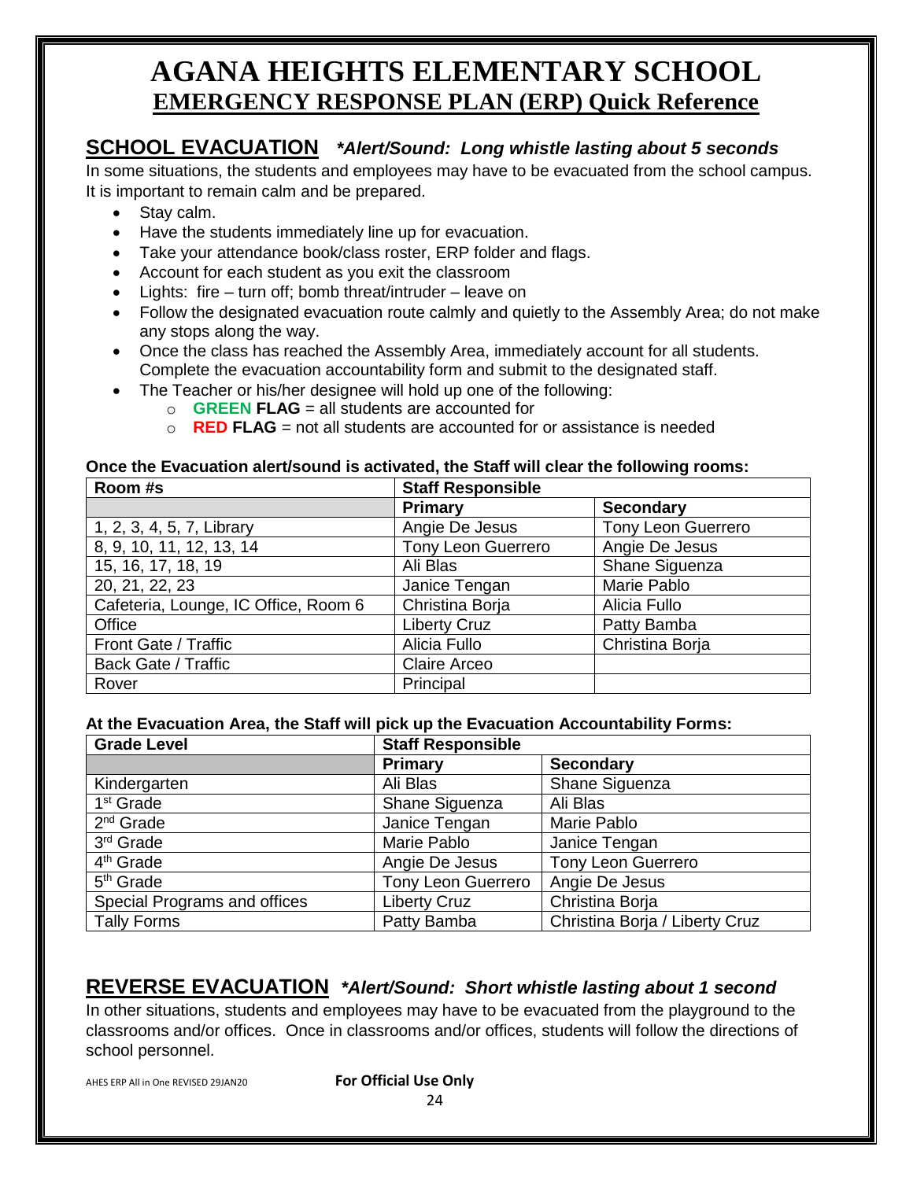# AGANA HEIGHTS ELEMENTARY SCHOOL

## EMERGENCY RESPONSE PLAN (ERP) Quick Reference

## SCHOOL EVACUATION *\*Alert/Sound: Long whistle lasting about 5 seconds*

In some situations, the students and employees may have to be evacuated from the school campus. It is important to remain calm and be prepared.

- Stay calm.
- Have the students immediately line up for evacuation.
- Take your attendance book/class roster, ERP folder and flags.
- Account for each student as you exit the classroom
- Lights: fire – turn off; bomb threat/intruder – leave on
- Follow the designated evacuation route calmly and quietly to the Assembly Area; do not make any stops along the way.
- Once the class has reached the Assembly Area, immediately account for all students. Complete the evacuation accountability form and submit to the designated staff.
- The Teacher or his/her designee will hold up one of the following:
  - **GREEN FLAG** = all students are accounted for
  - **RED FLAG** = not all students are accounted for or assistance is needed

**Once the Evacuation alert/sound is activated, the Staff will clear the following rooms:**

| Room #s | Staff Responsible | |
|---|---|---|
| | **Primary** | **Secondary** |
| 1, 2, 3, 4, 5, 7, Library | Angie De Jesus | Tony Leon Guerrero |
| 8, 9, 10, 11, 12, 13, 14 | Tony Leon Guerrero | Angie De Jesus |
| 15, 16, 17, 18, 19 | Ali Blas | Shane Siguenza |
| 20, 21, 22, 23 | Janice Tengan | Marie Pablo |
| Cafeteria, Lounge, IC Office, Room 6 | Christina Borja | Alicia Fullo |
| Office | Liberty Cruz | Patty Bamba |
| Front Gate / Traffic | Alicia Fullo | Christina Borja |
| Back Gate / Traffic | Claire Arceo | |
| Rover | Principal | |

**At the Evacuation Area, the Staff will pick up the Evacuation Accountability Forms:**

| Grade Level | Staff Responsible | |
|---|---|---|
| | **Primary** | **Secondary** |
| Kindergarten | Ali Blas | Shane Siguenza |
| 1st Grade | Shane Siguenza | Ali Blas |
| 2nd Grade | Janice Tengan | Marie Pablo |
| 3rd Grade | Marie Pablo | Janice Tengan |
| 4th Grade | Angie De Jesus | Tony Leon Guerrero |
| 5th Grade | Tony Leon Guerrero | Angie De Jesus |
| Special Programs and offices | Liberty Cruz | Christina Borja |
| Tally Forms | Patty Bamba | Christina Borja / Liberty Cruz |

## REVERSE EVACUATION *\*Alert/Sound: Short whistle lasting about 1 second*

In other situations, students and employees may have to be evacuated from the playground to the classrooms and/or offices. Once in classrooms and/or offices, students will follow the directions of school personnel.

AHES ERP All in One REVISED 29JAN20 **For Official Use Only**